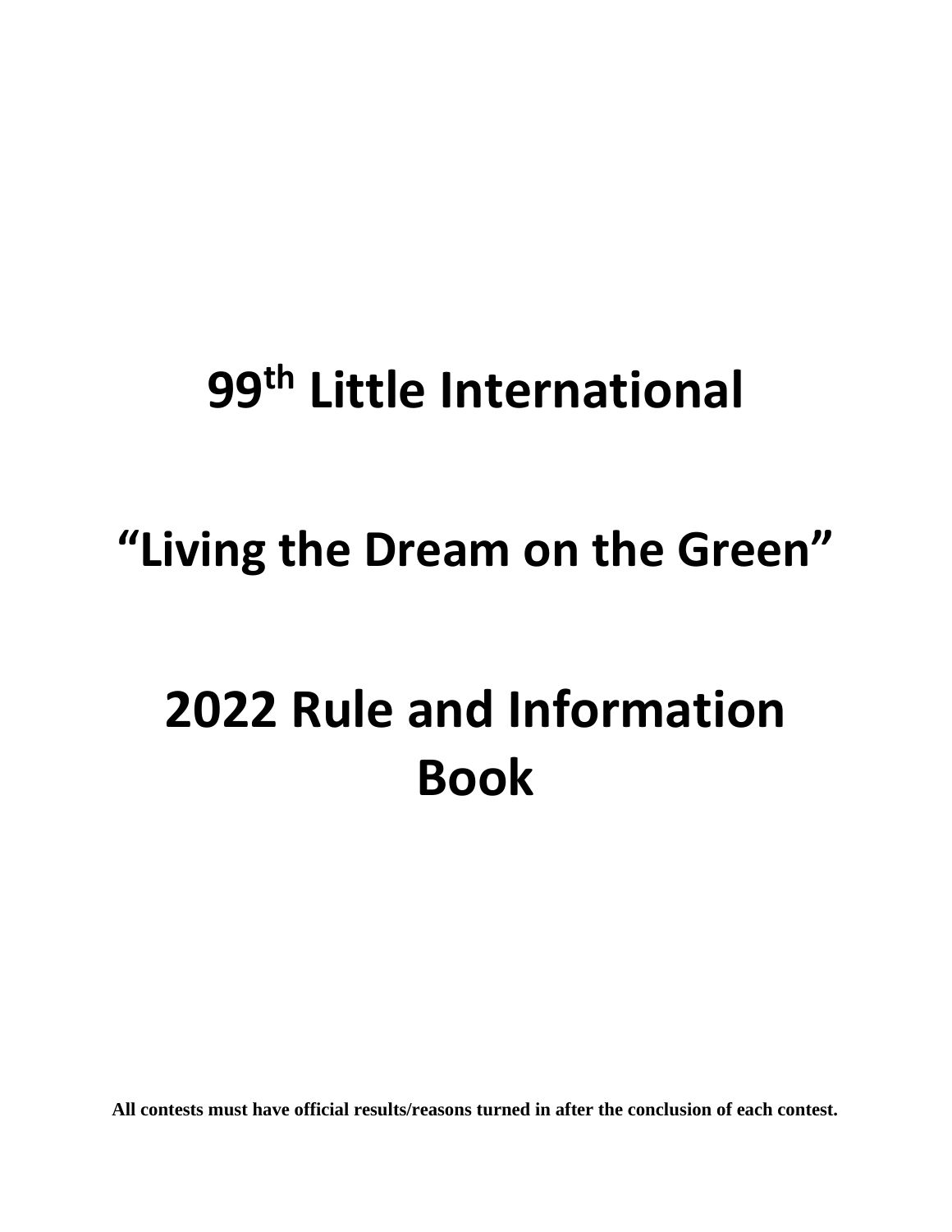# 99th Little International

# "Living the Dream on the Green"

# 2022 Rule and Information Book

**All contests must have official results/reasons turned in after the conclusion of each contest.**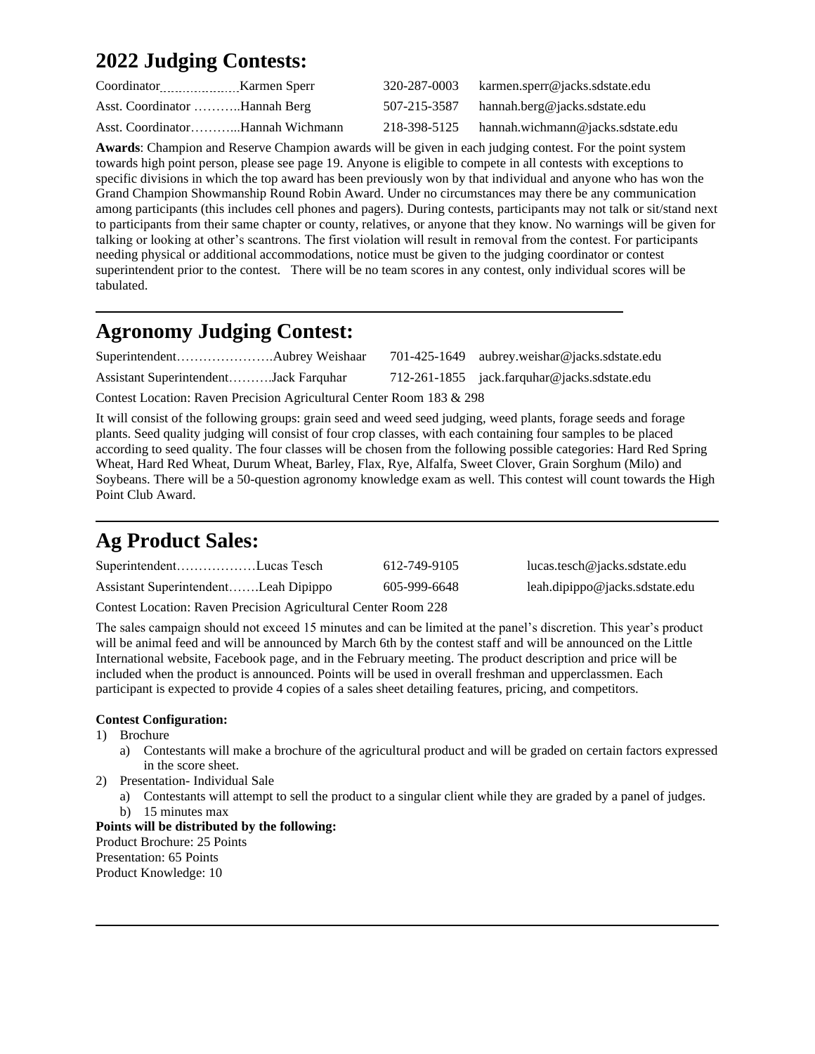## 2022 Judging Contests:

Coordinator..................Karmen Sperr 320-287-0003 karmen.sperr@jacks.sdstate.edu

Asst. Coordinator ………..Hannah Berg 507-215-3587 hannah.berg@jacks.sdstate.edu

Asst. Coordinator………...Hannah Wichmann 218-398-5125 hannah.wichmann@jacks.sdstate.edu

**Awards**: Champion and Reserve Champion awards will be given in each judging contest. For the point system towards high point person, please see page 19. Anyone is eligible to compete in all contests with exceptions to specific divisions in which the top award has been previously won by that individual and anyone who has won the Grand Champion Showmanship Round Robin Award. Under no circumstances may there be any communication among participants (this includes cell phones and pagers). During contests, participants may not talk or sit/stand next to participants from their same chapter or county, relatives, or anyone that they know. No warnings will be given for talking or looking at other's scantrons. The first violation will result in removal from the contest. For participants needing physical or additional accommodations, notice must be given to the judging coordinator or contest superintendent prior to the contest. There will be no team scores in any contest, only individual scores will be tabulated.

---

## Agronomy Judging Contest:

Superintendent………………….Aubrey Weishaar 701-425-1649 aubrey.weishar@jacks.sdstate.edu

Assistant Superintendent……….Jack Farquhar 712-261-1855 jack.farquhar@jacks.sdstate.edu

Contest Location: Raven Precision Agricultural Center Room 183 & 298

It will consist of the following groups: grain seed and weed seed judging, weed plants, forage seeds and forage plants. Seed quality judging will consist of four crop classes, with each containing four samples to be placed according to seed quality. The four classes will be chosen from the following possible categories: Hard Red Spring Wheat, Hard Red Wheat, Durum Wheat, Barley, Flax, Rye, Alfalfa, Sweet Clover, Grain Sorghum (Milo) and Soybeans. There will be a 50-question agronomy knowledge exam as well. This contest will count towards the High Point Club Award.

---

## Ag Product Sales:

Superintendent………………Lucas Tesch 612-749-9105 lucas.tesch@jacks.sdstate.edu

Assistant Superintendent…….Leah Dipippo 605-999-6648 leah.dipippo@jacks.sdstate.edu

Contest Location: Raven Precision Agricultural Center Room 228

The sales campaign should not exceed 15 minutes and can be limited at the panel's discretion. This year's product will be animal feed and will be announced by March 6th by the contest staff and will be announced on the Little International website, Facebook page, and in the February meeting. The product description and price will be included when the product is announced. Points will be used in overall freshman and upperclassmen. Each participant is expected to provide 4 copies of a sales sheet detailing features, pricing, and competitors.

**Contest Configuration:**

1) Brochure
   a) Contestants will make a brochure of the agricultural product and will be graded on certain factors expressed in the score sheet.
2) Presentation- Individual Sale
   a) Contestants will attempt to sell the product to a singular client while they are graded by a panel of judges.
   b) 15 minutes max

**Points will be distributed by the following:**

Product Brochure: 25 Points
Presentation: 65 Points
Product Knowledge: 10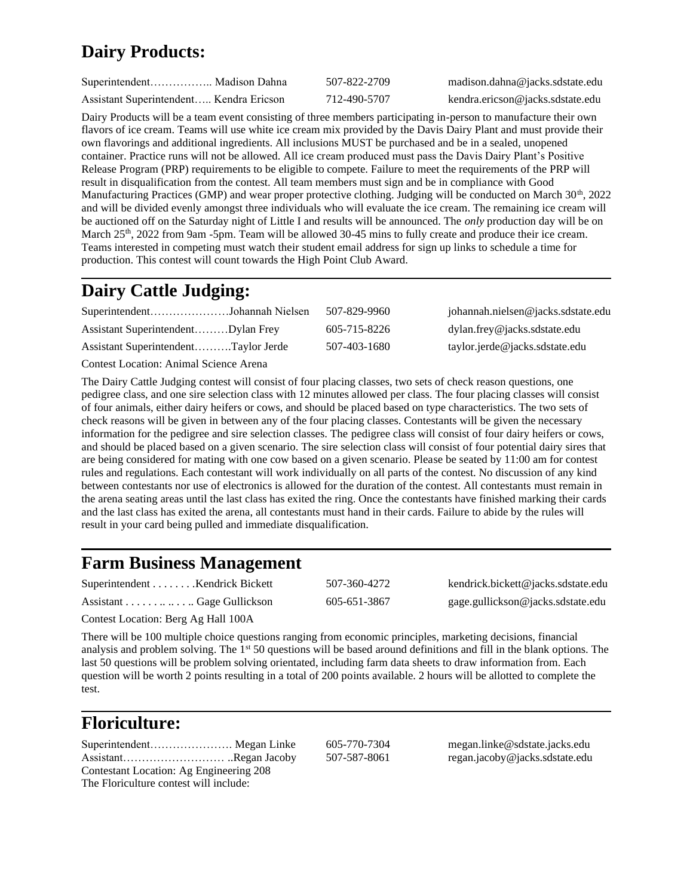## Dairy Products:

Superintendent…………….. Madison Dahna 507-822-2709 madison.dahna@jacks.sdstate.edu

Assistant Superintendent….. Kendra Ericson 712-490-5707 kendra.ericson@jacks.sdstate.edu

Dairy Products will be a team event consisting of three members participating in-person to manufacture their own flavors of ice cream. Teams will use white ice cream mix provided by the Davis Dairy Plant and must provide their own flavorings and additional ingredients. All inclusions MUST be purchased and be in a sealed, unopened container. Practice runs will not be allowed. All ice cream produced must pass the Davis Dairy Plant's Positive Release Program (PRP) requirements to be eligible to compete. Failure to meet the requirements of the PRP will result in disqualification from the contest. All team members must sign and be in compliance with Good Manufacturing Practices (GMP) and wear proper protective clothing. Judging will be conducted on March 30th, 2022 and will be divided evenly amongst three individuals who will evaluate the ice cream. The remaining ice cream will be auctioned off on the Saturday night of Little I and results will be announced. The *only* production day will be on March 25th, 2022 from 9am -5pm. Team will be allowed 30-45 mins to fully create and produce their ice cream. Teams interested in competing must watch their student email address for sign up links to schedule a time for production. This contest will count towards the High Point Club Award.

## Dairy Cattle Judging:

Superintendent…………………Johannah Nielsen 507-829-9960 johannah.nielsen@jacks.sdstate.edu

Assistant Superintendent………Dylan Frey 605-715-8226 dylan.frey@jacks.sdstate.edu

Assistant Superintendent……….Taylor Jerde 507-403-1680 taylor.jerde@jacks.sdstate.edu

Contest Location: Animal Science Arena

The Dairy Cattle Judging contest will consist of four placing classes, two sets of check reason questions, one pedigree class, and one sire selection class with 12 minutes allowed per class. The four placing classes will consist of four animals, either dairy heifers or cows, and should be placed based on type characteristics. The two sets of check reasons will be given in between any of the four placing classes. Contestants will be given the necessary information for the pedigree and sire selection classes. The pedigree class will consist of four dairy heifers or cows, and should be placed based on a given scenario. The sire selection class will consist of four potential dairy sires that are being considered for mating with one cow based on a given scenario. Please be seated by 11:00 am for contest rules and regulations. Each contestant will work individually on all parts of the contest. No discussion of any kind between contestants nor use of electronics is allowed for the duration of the contest. All contestants must remain in the arena seating areas until the last class has exited the ring. Once the contestants have finished marking their cards and the last class has exited the arena, all contestants must hand in their cards. Failure to abide by the rules will result in your card being pulled and immediate disqualification.

## Farm Business Management

Superintendent . . . . . . . .Kendrick Bickett 507-360-4272 kendrick.bickett@jacks.sdstate.edu

Assistant . . . . . . .. .. . . .. Gage Gullickson 605-651-3867 gage.gullickson@jacks.sdstate.edu

Contest Location: Berg Ag Hall 100A

There will be 100 multiple choice questions ranging from economic principles, marketing decisions, financial analysis and problem solving. The 1st 50 questions will be based around definitions and fill in the blank options. The last 50 questions will be problem solving orientated, including farm data sheets to draw information from. Each question will be worth 2 points resulting in a total of 200 points available. 2 hours will be allotted to complete the test.

## Floriculture:

Superintendent…………………. Megan Linke 605-770-7304 megan.linke@sdstate.jacks.edu

Assistant……………………… ..Regan Jacoby 507-587-8061 regan.jacoby@jacks.sdstate.edu

Contestant Location: Ag Engineering 208

The Floriculture contest will include: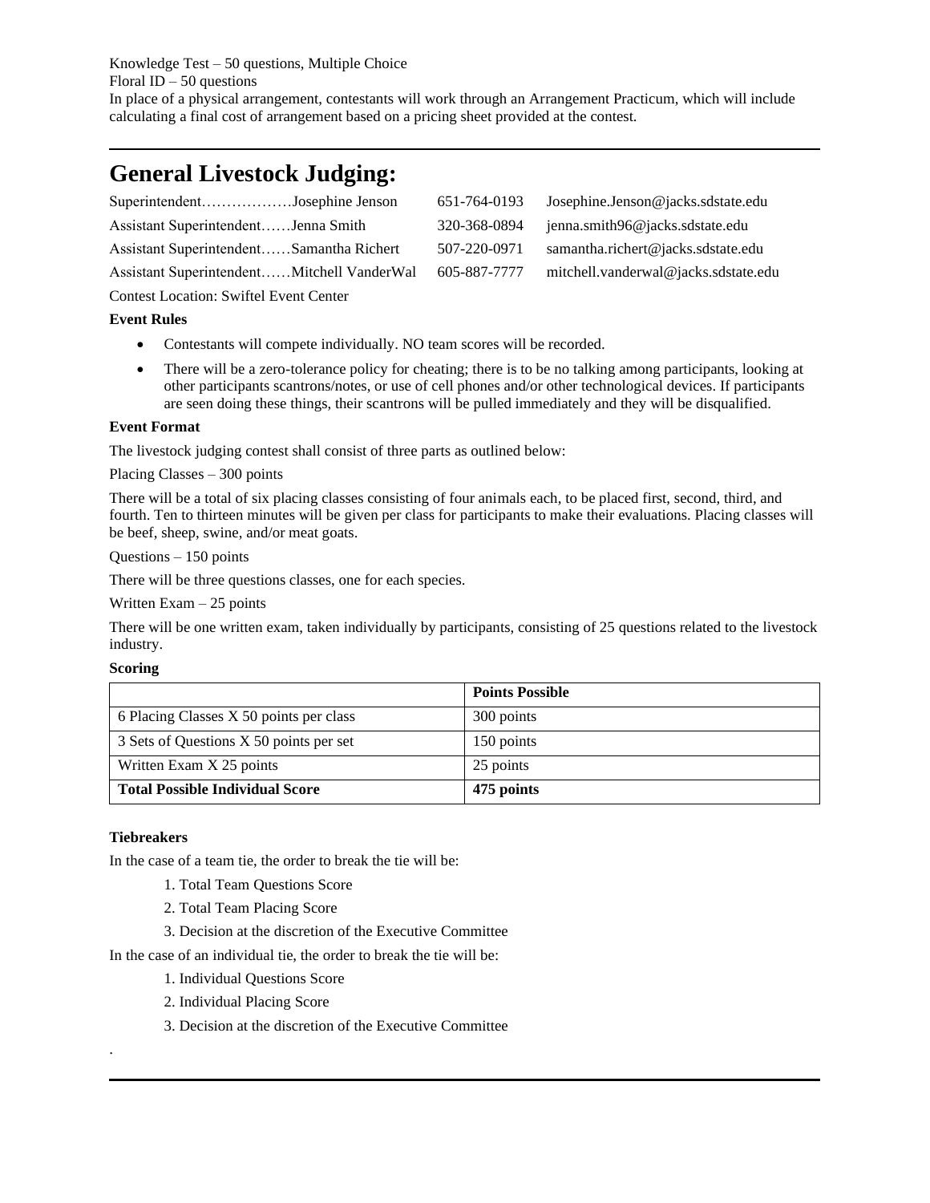Knowledge Test – 50 questions, Multiple Choice
Floral ID – 50 questions
In place of a physical arrangement, contestants will work through an Arrangement Practicum, which will include calculating a final cost of arrangement based on a pricing sheet provided at the contest.

---

# General Livestock Judging:

| | | |
|---|---|---|
| Superintendent………………Josephine Jenson | 651-764-0193 | Josephine.Jenson@jacks.sdstate.edu |
| Assistant Superintendent……Jenna Smith | 320-368-0894 | jenna.smith96@jacks.sdstate.edu |
| Assistant Superintendent……Samantha Richert | 507-220-0971 | samantha.richert@jacks.sdstate.edu |
| Assistant Superintendent……Mitchell VanderWal | 605-887-7777 | mitchell.vanderwal@jacks.sdstate.edu |

Contest Location: Swiftel Event Center

**Event Rules**

- Contestants will compete individually. NO team scores will be recorded.
- There will be a zero-tolerance policy for cheating; there is to be no talking among participants, looking at other participants scantrons/notes, or use of cell phones and/or other technological devices. If participants are seen doing these things, their scantrons will be pulled immediately and they will be disqualified.

**Event Format**

The livestock judging contest shall consist of three parts as outlined below:

Placing Classes – 300 points

There will be a total of six placing classes consisting of four animals each, to be placed first, second, third, and fourth. Ten to thirteen minutes will be given per class for participants to make their evaluations. Placing classes will be beef, sheep, swine, and/or meat goats.

Questions – 150 points

There will be three questions classes, one for each species.

Written Exam – 25 points

There will be one written exam, taken individually by participants, consisting of 25 questions related to the livestock industry.

**Scoring**

| | Points Possible |
|---|---|
| 6 Placing Classes X 50 points per class | 300 points |
| 3 Sets of Questions X 50 points per set | 150 points |
| Written Exam X 25 points | 25 points |
| **Total Possible Individual Score** | **475 points** |

**Tiebreakers**

In the case of a team tie, the order to break the tie will be:

1. Total Team Questions Score
2. Total Team Placing Score
3. Decision at the discretion of the Executive Committee

In the case of an individual tie, the order to break the tie will be:

1. Individual Questions Score
2. Individual Placing Score
3. Decision at the discretion of the Executive Committee

.

---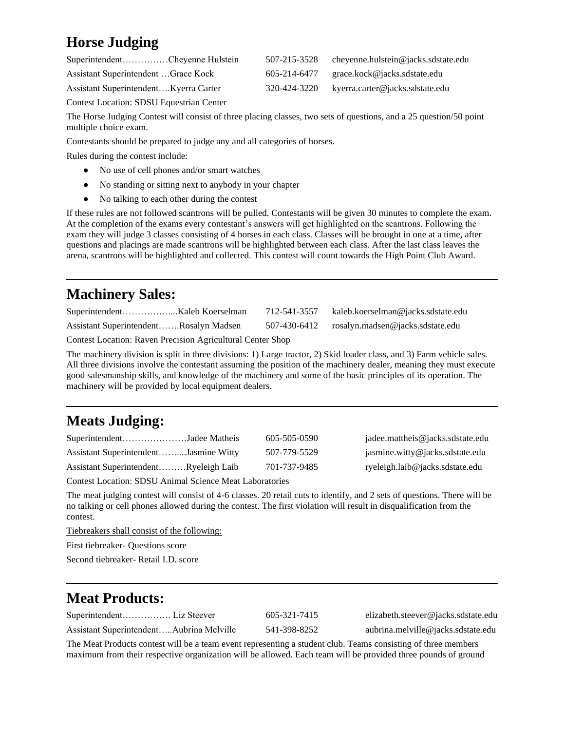## Horse Judging

Superintendent……………Cheyenne Hulstein 507-215-3528 cheyenne.hulstein@jacks.sdstate.edu

Assistant Superintendent …Grace Kock 605-214-6477 grace.kock@jacks.sdstate.edu

Assistant Superintendent….Kyerra Carter 320-424-3220 kyerra.carter@jacks.sdstate.edu

Contest Location: SDSU Equestrian Center

The Horse Judging Contest will consist of three placing classes, two sets of questions, and a 25 question/50 point multiple choice exam.

Contestants should be prepared to judge any and all categories of horses.

Rules during the contest include:

- No use of cell phones and/or smart watches
- No standing or sitting next to anybody in your chapter
- No talking to each other during the contest

If these rules are not followed scantrons will be pulled. Contestants will be given 30 minutes to complete the exam. At the completion of the exams every contestant's answers will get highlighted on the scantrons. Following the exam they will judge 3 classes consisting of 4 horses in each class. Classes will be brought in one at a time, after questions and placings are made scantrons will be highlighted between each class. After the last class leaves the arena, scantrons will be highlighted and collected. This contest will count towards the High Point Club Award.

---

## Machinery Sales:

Superintendent…………….....Kaleb Koerselman 712-541-3557 kaleb.koerselman@jacks.sdstate.edu

Assistant Superintendent…….Rosalyn Madsen 507-430-6412 rosalyn.madsen@jacks.sdstate.edu

Contest Location: Raven Precision Agricultural Center Shop

The machinery division is split in three divisions: 1) Large tractor, 2) Skid loader class, and 3) Farm vehicle sales. All three divisions involve the contestant assuming the position of the machinery dealer, meaning they must execute good salesmanship skills, and knowledge of the machinery and some of the basic principles of its operation. The machinery will be provided by local equipment dealers.

---

## Meats Judging:

Superintendent…………………Jadee Matheis 605-505-0590 jadee.mattheis@jacks.sdstate.edu

Assistant Superintendent……...Jasmine Witty 507-779-5529 jasmine.witty@jacks.sdstate.edu

Assistant Superintendent………Ryeleigh Laib 701-737-9485 ryeleigh.laib@jacks.sdstate.edu

Contest Location: SDSU Animal Science Meat Laboratories

The meat judging contest will consist of 4-6 classes. 20 retail cuts to identify, and 2 sets of questions. There will be no talking or cell phones allowed during the contest. The first violation will result in disqualification from the contest.

Tiebreakers shall consist of the following:

First tiebreaker- Questions score

Second tiebreaker- Retail I.D. score

---

## Meat Products:

Superintendent……………. Liz Steever 605-321-7415 elizabeth.steever@jacks.sdstate.edu

Assistant Superintendent…..Aubrina Melville 541-398-8252 aubrina.melville@jacks.sdstate.edu

The Meat Products contest will be a team event representing a student club. Teams consisting of three members maximum from their respective organization will be allowed. Each team will be provided three pounds of ground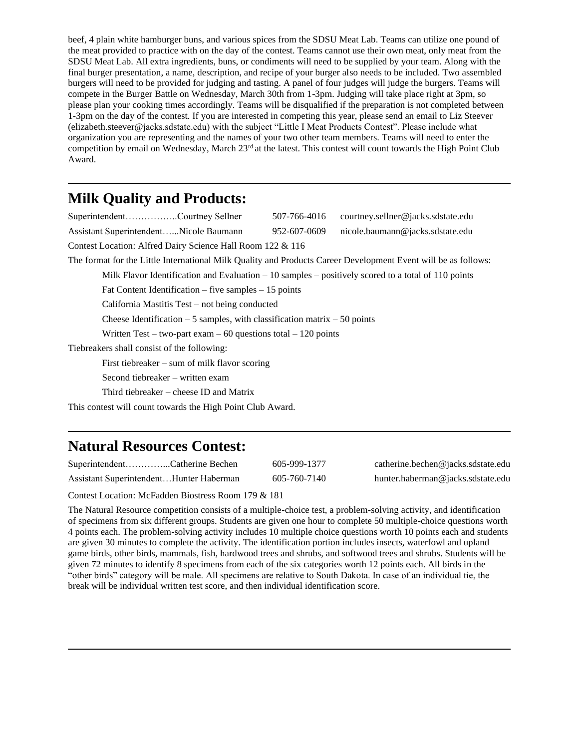beef, 4 plain white hamburger buns, and various spices from the SDSU Meat Lab. Teams can utilize one pound of the meat provided to practice with on the day of the contest. Teams cannot use their own meat, only meat from the SDSU Meat Lab. All extra ingredients, buns, or condiments will need to be supplied by your team. Along with the final burger presentation, a name, description, and recipe of your burger also needs to be included. Two assembled burgers will need to be provided for judging and tasting. A panel of four judges will judge the burgers. Teams will compete in the Burger Battle on Wednesday, March 30th from 1-3pm. Judging will take place right at 3pm, so please plan your cooking times accordingly. Teams will be disqualified if the preparation is not completed between 1-3pm on the day of the contest. If you are interested in competing this year, please send an email to Liz Steever (elizabeth.steever@jacks.sdstate.edu) with the subject "Little I Meat Products Contest". Please include what organization you are representing and the names of your two other team members. Teams will need to enter the competition by email on Wednesday, March 23rd at the latest. This contest will count towards the High Point Club Award.

---

## Milk Quality and Products:

Superintendent……………..Courtney Sellner 507-766-4016 courtney.sellner@jacks.sdstate.edu

Assistant Superintendent…...Nicole Baumann 952-607-0609 nicole.baumann@jacks.sdstate.edu

Contest Location: Alfred Dairy Science Hall Room 122 & 116

The format for the Little International Milk Quality and Products Career Development Event will be as follows:

- Milk Flavor Identification and Evaluation – 10 samples – positively scored to a total of 110 points
- Fat Content Identification – five samples – 15 points
- California Mastitis Test – not being conducted
- Cheese Identification – 5 samples, with classification matrix – 50 points
- Written Test – two-part exam – 60 questions total – 120 points

Tiebreakers shall consist of the following:

- First tiebreaker – sum of milk flavor scoring
- Second tiebreaker – written exam
- Third tiebreaker – cheese ID and Matrix

This contest will count towards the High Point Club Award.

---

## Natural Resources Contest:

Superintendent…………...Catherine Bechen 605-999-1377 catherine.bechen@jacks.sdstate.edu

Assistant Superintendent…Hunter Haberman 605-760-7140 hunter.haberman@jacks.sdstate.edu

Contest Location: McFadden Biostress Room 179 & 181

The Natural Resource competition consists of a multiple-choice test, a problem-solving activity, and identification of specimens from six different groups. Students are given one hour to complete 50 multiple-choice questions worth 4 points each. The problem-solving activity includes 10 multiple choice questions worth 10 points each and students are given 30 minutes to complete the activity. The identification portion includes insects, waterfowl and upland game birds, other birds, mammals, fish, hardwood trees and shrubs, and softwood trees and shrubs. Students will be given 72 minutes to identify 8 specimens from each of the six categories worth 12 points each. All birds in the "other birds" category will be male. All specimens are relative to South Dakota. In case of an individual tie, the break will be individual written test score, and then individual identification score.

---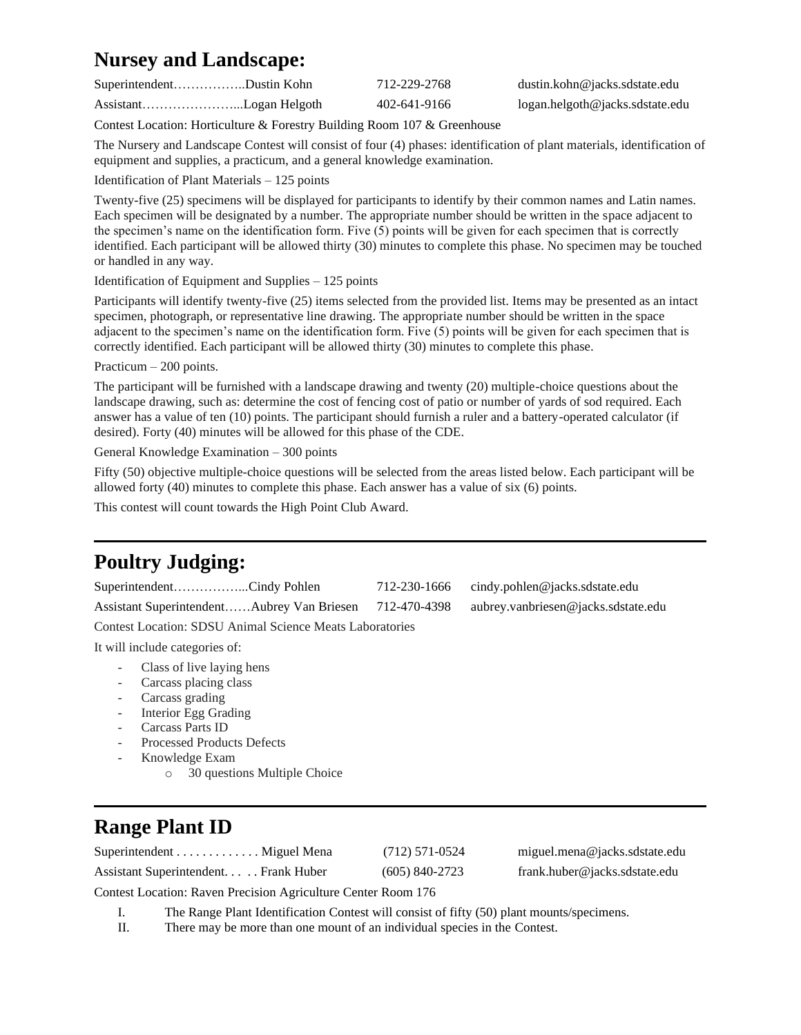## Nursey and Landscape:

Superintendent……………..Dustin Kohn 712-229-2768 dustin.kohn@jacks.sdstate.edu

Assistant…………………...Logan Helgoth 402-641-9166 logan.helgoth@jacks.sdstate.edu

Contest Location: Horticulture & Forestry Building Room 107 & Greenhouse

The Nursery and Landscape Contest will consist of four (4) phases: identification of plant materials, identification of equipment and supplies, a practicum, and a general knowledge examination.

Identification of Plant Materials – 125 points

Twenty-five (25) specimens will be displayed for participants to identify by their common names and Latin names. Each specimen will be designated by a number. The appropriate number should be written in the space adjacent to the specimen's name on the identification form. Five (5) points will be given for each specimen that is correctly identified. Each participant will be allowed thirty (30) minutes to complete this phase. No specimen may be touched or handled in any way.

Identification of Equipment and Supplies – 125 points

Participants will identify twenty-five (25) items selected from the provided list. Items may be presented as an intact specimen, photograph, or representative line drawing. The appropriate number should be written in the space adjacent to the specimen's name on the identification form. Five (5) points will be given for each specimen that is correctly identified. Each participant will be allowed thirty (30) minutes to complete this phase.

Practicum – 200 points.

The participant will be furnished with a landscape drawing and twenty (20) multiple-choice questions about the landscape drawing, such as: determine the cost of fencing cost of patio or number of yards of sod required. Each answer has a value of ten (10) points. The participant should furnish a ruler and a battery-operated calculator (if desired). Forty (40) minutes will be allowed for this phase of the CDE.

General Knowledge Examination – 300 points

Fifty (50) objective multiple-choice questions will be selected from the areas listed below. Each participant will be allowed forty (40) minutes to complete this phase. Each answer has a value of six (6) points.

This contest will count towards the High Point Club Award.

---

## Poultry Judging:

Superintendent……………...Cindy Pohlen 712-230-1666 cindy.pohlen@jacks.sdstate.edu

Assistant Superintendent……Aubrey Van Briesen 712-470-4398 aubrey.vanbriesen@jacks.sdstate.edu

Contest Location: SDSU Animal Science Meats Laboratories

It will include categories of:

- Class of live laying hens
- Carcass placing class
- Carcass grading
- Interior Egg Grading
- Carcass Parts ID
- Processed Products Defects
- Knowledge Exam
  - 30 questions Multiple Choice

---

## Range Plant ID

Superintendent . . . . . . . . . . . . . Miguel Mena (712) 571-0524 miguel.mena@jacks.sdstate.edu

Assistant Superintendent. . . . . Frank Huber (605) 840-2723 frank.huber@jacks.sdstate.edu

Contest Location: Raven Precision Agriculture Center Room 176

I. The Range Plant Identification Contest will consist of fifty (50) plant mounts/specimens.
II. There may be more than one mount of an individual species in the Contest.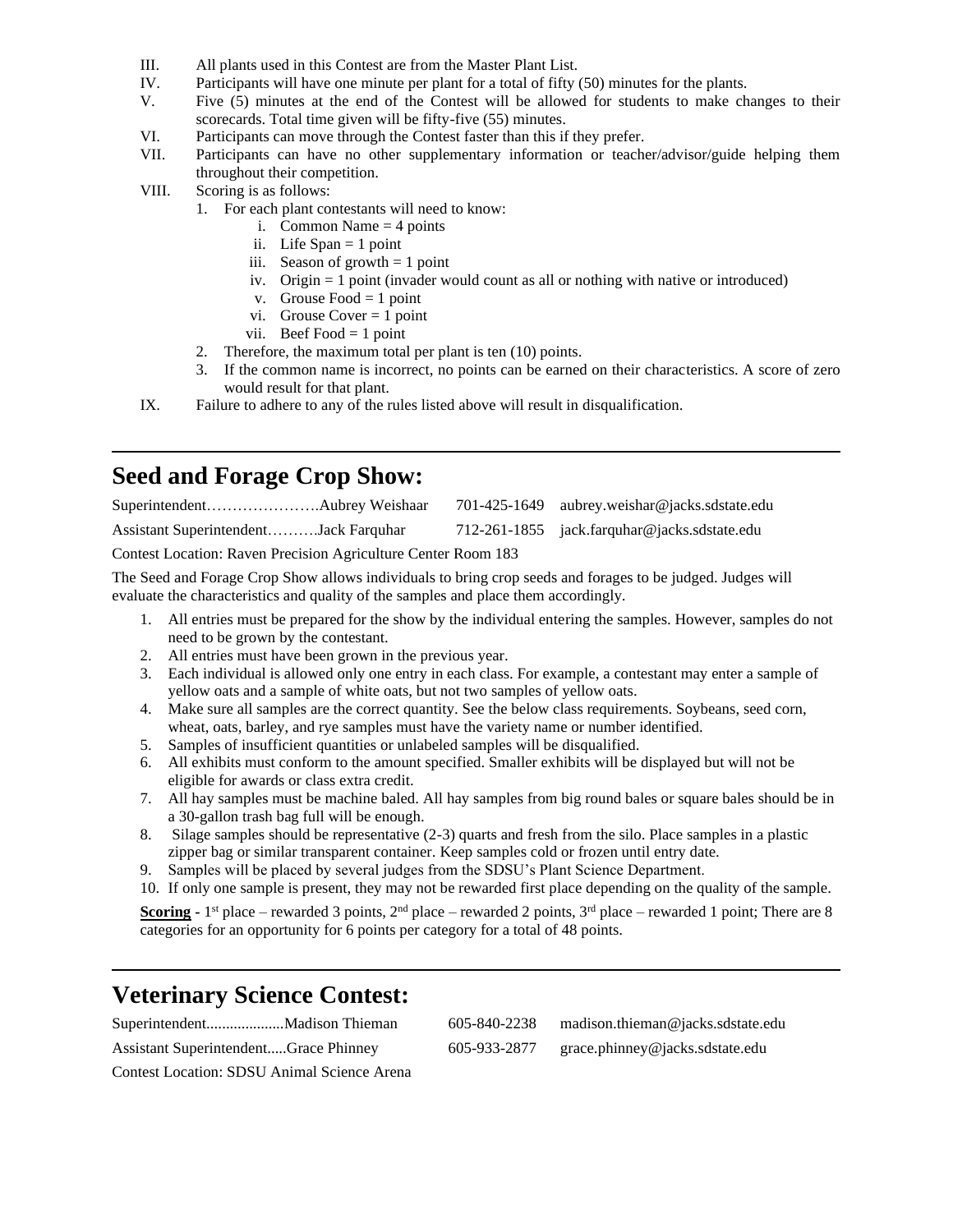III. All plants used in this Contest are from the Master Plant List.

IV. Participants will have one minute per plant for a total of fifty (50) minutes for the plants.

V. Five (5) minutes at the end of the Contest will be allowed for students to make changes to their scorecards. Total time given will be fifty-five (55) minutes.

VI. Participants can move through the Contest faster than this if they prefer.

VII. Participants can have no other supplementary information or teacher/advisor/guide helping them throughout their competition.

VIII. Scoring is as follows:

1. For each plant contestants will need to know:
   - i. Common Name = 4 points
   - ii. Life Span = 1 point
   - iii. Season of growth = 1 point
   - iv. Origin = 1 point (invader would count as all or nothing with native or introduced)
   - v. Grouse Food = 1 point
   - vi. Grouse Cover = 1 point
   - vii. Beef Food = 1 point
2. Therefore, the maximum total per plant is ten (10) points.
3. If the common name is incorrect, no points can be earned on their characteristics. A score of zero would result for that plant.

IX. Failure to adhere to any of the rules listed above will result in disqualification.

---

## Seed and Forage Crop Show:

Superintendent………………….Aubrey Weishaar 701-425-1649 aubrey.weishar@jacks.sdstate.edu

Assistant Superintendent……….Jack Farquhar 712-261-1855 jack.farquhar@jacks.sdstate.edu

Contest Location: Raven Precision Agriculture Center Room 183

The Seed and Forage Crop Show allows individuals to bring crop seeds and forages to be judged. Judges will evaluate the characteristics and quality of the samples and place them accordingly.

1. All entries must be prepared for the show by the individual entering the samples. However, samples do not need to be grown by the contestant.
2. All entries must have been grown in the previous year.
3. Each individual is allowed only one entry in each class. For example, a contestant may enter a sample of yellow oats and a sample of white oats, but not two samples of yellow oats.
4. Make sure all samples are the correct quantity. See the below class requirements. Soybeans, seed corn, wheat, oats, barley, and rye samples must have the variety name or number identified.
5. Samples of insufficient quantities or unlabeled samples will be disqualified.
6. All exhibits must conform to the amount specified. Smaller exhibits will be displayed but will not be eligible for awards or class extra credit.
7. All hay samples must be machine baled. All hay samples from big round bales or square bales should be in a 30-gallon trash bag full will be enough.
8. Silage samples should be representative (2-3) quarts and fresh from the silo. Place samples in a plastic zipper bag or similar transparent container. Keep samples cold or frozen until entry date.
9. Samples will be placed by several judges from the SDSU's Plant Science Department.
10. If only one sample is present, they may not be rewarded first place depending on the quality of the sample.

**Scoring** - 1st place – rewarded 3 points, 2nd place – rewarded 2 points, 3rd place – rewarded 1 point; There are 8 categories for an opportunity for 6 points per category for a total of 48 points.

---

## Veterinary Science Contest:

Superintendent...................Madison Thieman 605-840-2238 madison.thieman@jacks.sdstate.edu

Assistant Superintendent.....Grace Phinney 605-933-2877 grace.phinney@jacks.sdstate.edu

Contest Location: SDSU Animal Science Arena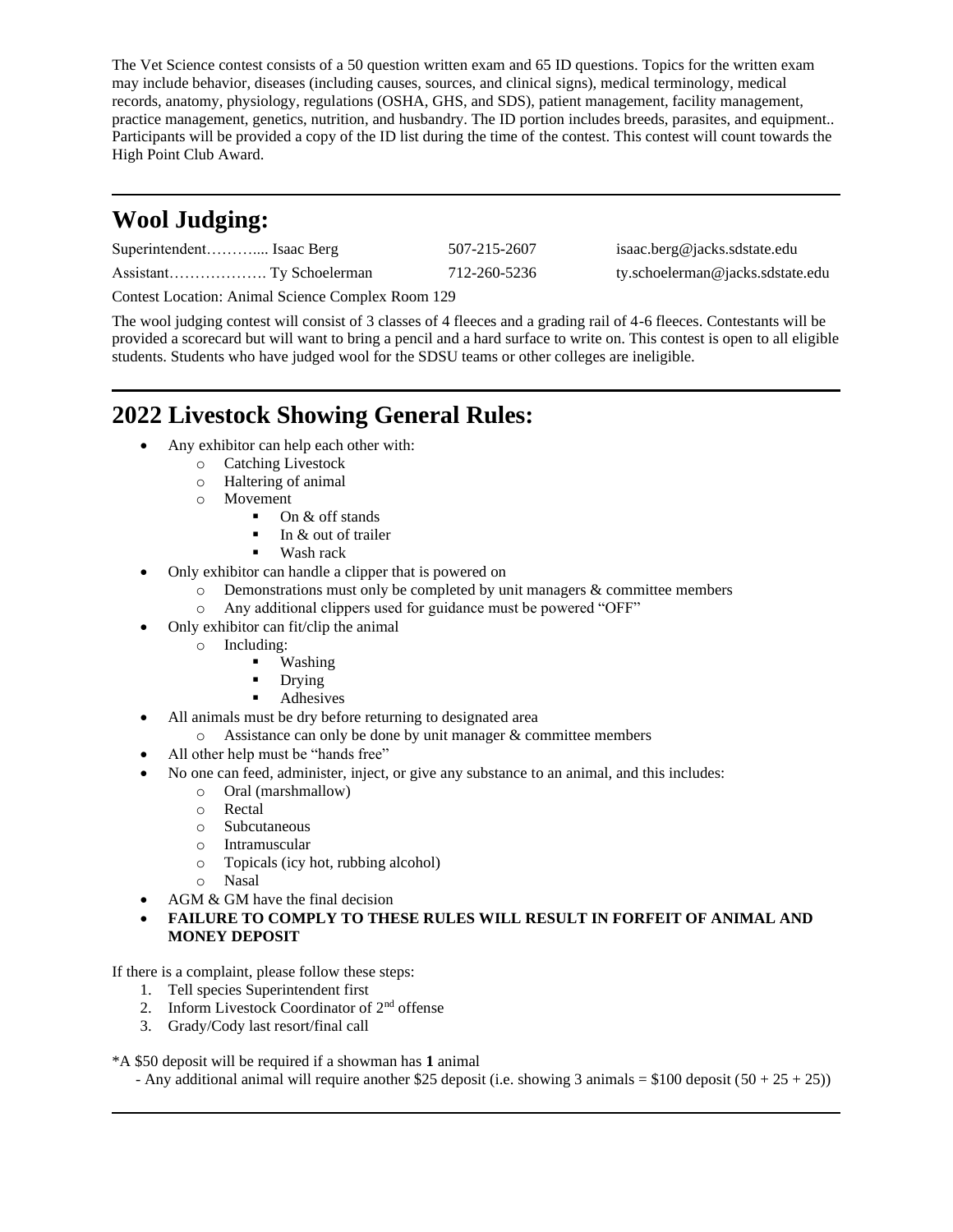The Vet Science contest consists of a 50 question written exam and 65 ID questions. Topics for the written exam may include behavior, diseases (including causes, sources, and clinical signs), medical terminology, medical records, anatomy, physiology, regulations (OSHA, GHS, and SDS), patient management, facility management, practice management, genetics, nutrition, and husbandry. The ID portion includes breeds, parasites, and equipment.. Participants will be provided a copy of the ID list during the time of the contest. This contest will count towards the High Point Club Award.

---

## Wool Judging:

Superintendent……….... Isaac Berg 507-215-2607 isaac.berg@jacks.sdstate.edu

Assistant………………. Ty Schoelerman 712-260-5236 ty.schoelerman@jacks.sdstate.edu

Contest Location: Animal Science Complex Room 129

The wool judging contest will consist of 3 classes of 4 fleeces and a grading rail of 4-6 fleeces. Contestants will be provided a scorecard but will want to bring a pencil and a hard surface to write on. This contest is open to all eligible students. Students who have judged wool for the SDSU teams or other colleges are ineligible.

---

## 2022 Livestock Showing General Rules:

- Any exhibitor can help each other with:
    - Catching Livestock
    - Haltering of animal
    - Movement
        - On & off stands
        - In & out of trailer
        - Wash rack
- Only exhibitor can handle a clipper that is powered on
    - Demonstrations must only be completed by unit managers & committee members
    - Any additional clippers used for guidance must be powered "OFF"
- Only exhibitor can fit/clip the animal
    - Including:
        - Washing
        - Drying
        - Adhesives
- All animals must be dry before returning to designated area
    - Assistance can only be done by unit manager & committee members
- All other help must be "hands free"
- No one can feed, administer, inject, or give any substance to an animal, and this includes:
    - Oral (marshmallow)
    - Rectal
    - Subcutaneous
    - Intramuscular
    - Topicals (icy hot, rubbing alcohol)
    - Nasal
- AGM & GM have the final decision
- **FAILURE TO COMPLY TO THESE RULES WILL RESULT IN FORFEIT OF ANIMAL AND MONEY DEPOSIT**

If there is a complaint, please follow these steps:

1. Tell species Superintendent first
2. Inform Livestock Coordinator of 2nd offense
3. Grady/Cody last resort/final call

*A $50 deposit will be required if a showman has **1** animal

- Any additional animal will require another $25 deposit (i.e. showing 3 animals = $100 deposit (50 + 25 + 25))

---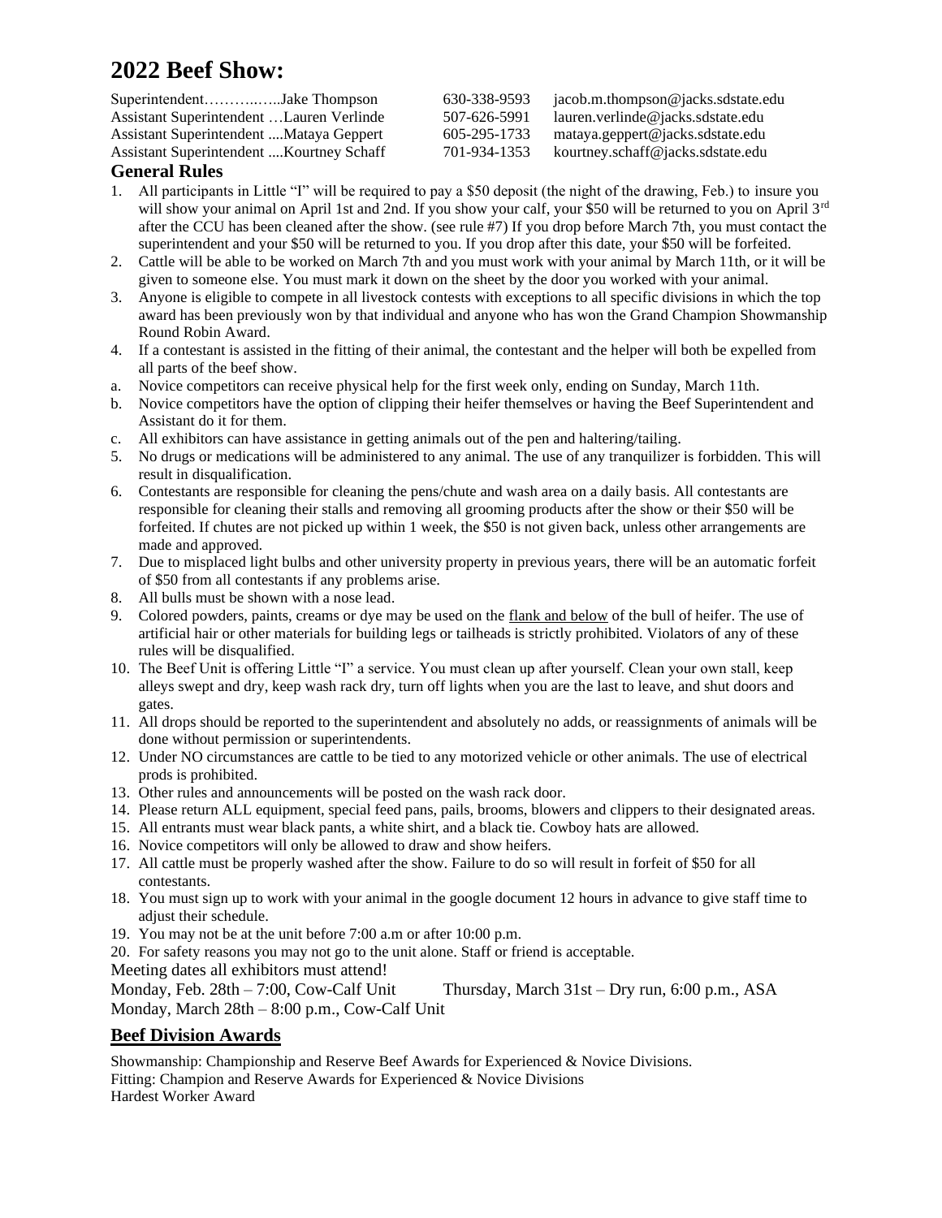# 2022 Beef Show:

Superintendent………..…..Jake Thompson 630-338-9593 jacob.m.thompson@jacks.sdstate.edu
Assistant Superintendent …Lauren Verlinde 507-626-5991 lauren.verlinde@jacks.sdstate.edu
Assistant Superintendent ....Mataya Geppert 605-295-1733 mataya.geppert@jacks.sdstate.edu
Assistant Superintendent ....Kourtney Schaff 701-934-1353 kourtney.schaff@jacks.sdstate.edu

## General Rules

1. All participants in Little "I" will be required to pay a $50 deposit (the night of the drawing, Feb.) to insure you will show your animal on April 1st and 2nd. If you show your calf, your $50 will be returned to you on April 3rd after the CCU has been cleaned after the show. (see rule #7) If you drop before March 7th, you must contact the superintendent and your $50 will be returned to you. If you drop after this date, your $50 will be forfeited.
2. Cattle will be able to be worked on March 7th and you must work with your animal by March 11th, or it will be given to someone else. You must mark it down on the sheet by the door you worked with your animal.
3. Anyone is eligible to compete in all livestock contests with exceptions to all specific divisions in which the top award has been previously won by that individual and anyone who has won the Grand Champion Showmanship Round Robin Award.
4. If a contestant is assisted in the fitting of their animal, the contestant and the helper will both be expelled from all parts of the beef show.
   a. Novice competitors can receive physical help for the first week only, ending on Sunday, March 11th.
   b. Novice competitors have the option of clipping their heifer themselves or having the Beef Superintendent and Assistant do it for them.
   c. All exhibitors can have assistance in getting animals out of the pen and haltering/tailing.
5. No drugs or medications will be administered to any animal. The use of any tranquilizer is forbidden. This will result in disqualification.
6. Contestants are responsible for cleaning the pens/chute and wash area on a daily basis. All contestants are responsible for cleaning their stalls and removing all grooming products after the show or their $50 will be forfeited. If chutes are not picked up within 1 week, the $50 is not given back, unless other arrangements are made and approved.
7. Due to misplaced light bulbs and other university property in previous years, there will be an automatic forfeit of $50 from all contestants if any problems arise.
8. All bulls must be shown with a nose lead.
9. Colored powders, paints, creams or dye may be used on the <u>flank and below</u> of the bull of heifer. The use of artificial hair or other materials for building legs or tailheads is strictly prohibited. Violators of any of these rules will be disqualified.
10. The Beef Unit is offering Little "I" a service. You must clean up after yourself. Clean your own stall, keep alleys swept and dry, keep wash rack dry, turn off lights when you are the last to leave, and shut doors and gates.
11. All drops should be reported to the superintendent and absolutely no adds, or reassignments of animals will be done without permission or superintendents.
12. Under NO circumstances are cattle to be tied to any motorized vehicle or other animals. The use of electrical prods is prohibited.
13. Other rules and announcements will be posted on the wash rack door.
14. Please return ALL equipment, special feed pans, pails, brooms, blowers and clippers to their designated areas.
15. All entrants must wear black pants, a white shirt, and a black tie. Cowboy hats are allowed.
16. Novice competitors will only be allowed to draw and show heifers.
17. All cattle must be properly washed after the show. Failure to do so will result in forfeit of $50 for all contestants.
18. You must sign up to work with your animal in the google document 12 hours in advance to give staff time to adjust their schedule.
19. You may not be at the unit before 7:00 a.m or after 10:00 p.m.
20. For safety reasons you may not go to the unit alone. Staff or friend is acceptable.

Meeting dates all exhibitors must attend!

Monday, Feb. 28th – 7:00, Cow-Calf Unit
Thursday, March 31st – Dry run, 6:00 p.m., ASA
Monday, March 28th – 8:00 p.m., Cow-Calf Unit

## <u>Beef Division Awards</u>

Showmanship: Championship and Reserve Beef Awards for Experienced & Novice Divisions.
Fitting: Champion and Reserve Awards for Experienced & Novice Divisions
Hardest Worker Award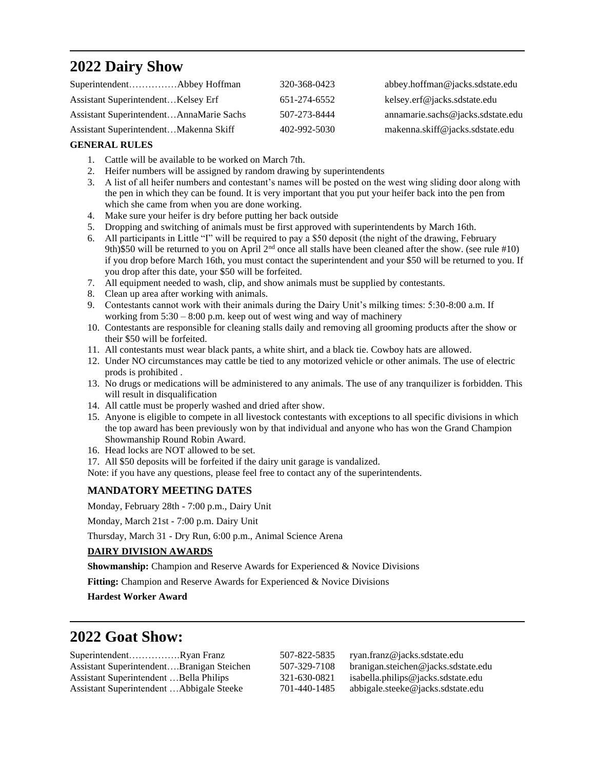## 2022 Dairy Show

Superintendent……………Abbey Hoffman 320-368-0423 abbey.hoffman@jacks.sdstate.edu

Assistant Superintendent…Kelsey Erf 651-274-6552 kelsey.erf@jacks.sdstate.edu

Assistant Superintendent…AnnaMarie Sachs 507-273-8444 annamarie.sachs@jacks.sdstate.edu

Assistant Superintendent…Makenna Skiff 402-992-5030 makenna.skiff@jacks.sdstate.edu

**GENERAL RULES**

1. Cattle will be available to be worked on March 7th.
2. Heifer numbers will be assigned by random drawing by superintendents
3. A list of all heifer numbers and contestant's names will be posted on the west wing sliding door along with the pen in which they can be found. It is very important that you put your heifer back into the pen from which she came from when you are done working.
4. Make sure your heifer is dry before putting her back outside
5. Dropping and switching of animals must be first approved with superintendents by March 16th.
6. All participants in Little "I" will be required to pay a $50 deposit (the night of the drawing, February 9th)$50 will be returned to you on April 2nd once all stalls have been cleaned after the show. (see rule #10) if you drop before March 16th, you must contact the superintendent and your $50 will be returned to you. If you drop after this date, your $50 will be forfeited.
7. All equipment needed to wash, clip, and show animals must be supplied by contestants.
8. Clean up area after working with animals.
9. Contestants cannot work with their animals during the Dairy Unit's milking times: 5:30-8:00 a.m. If working from 5:30 – 8:00 p.m. keep out of west wing and way of machinery
10. Contestants are responsible for cleaning stalls daily and removing all grooming products after the show or their $50 will be forfeited.
11. All contestants must wear black pants, a white shirt, and a black tie. Cowboy hats are allowed.
12. Under NO circumstances may cattle be tied to any motorized vehicle or other animals. The use of electric prods is prohibited .
13. No drugs or medications will be administered to any animals. The use of any tranquilizer is forbidden. This will result in disqualification
14. All cattle must be properly washed and dried after show.
15. Anyone is eligible to compete in all livestock contestants with exceptions to all specific divisions in which the top award has been previously won by that individual and anyone who has won the Grand Champion Showmanship Round Robin Award.
16. Head locks are NOT allowed to be set.
17. All $50 deposits will be forfeited if the dairy unit garage is vandalized.

Note: if you have any questions, please feel free to contact any of the superintendents.

### MANDATORY MEETING DATES

Monday, February 28th - 7:00 p.m., Dairy Unit

Monday, March 21st - 7:00 p.m. Dairy Unit

Thursday, March 31 - Dry Run, 6:00 p.m., Animal Science Arena

**DAIRY DIVISION AWARDS**

**Showmanship:** Champion and Reserve Awards for Experienced & Novice Divisions

**Fitting:** Champion and Reserve Awards for Experienced & Novice Divisions

**Hardest Worker Award**

## 2022 Goat Show:

Superintendent…………….Ryan Franz 507-822-5835 ryan.franz@jacks.sdstate.edu

Assistant Superintendent….Branigan Steichen 507-329-7108 branigan.steichen@jacks.sdstate.edu

Assistant Superintendent …Bella Philips 321-630-0821 isabella.philips@jacks.sdstate.edu

Assistant Superintendent …Abbigale Steeke 701-440-1485 abbigale.steeke@jacks.sdstate.edu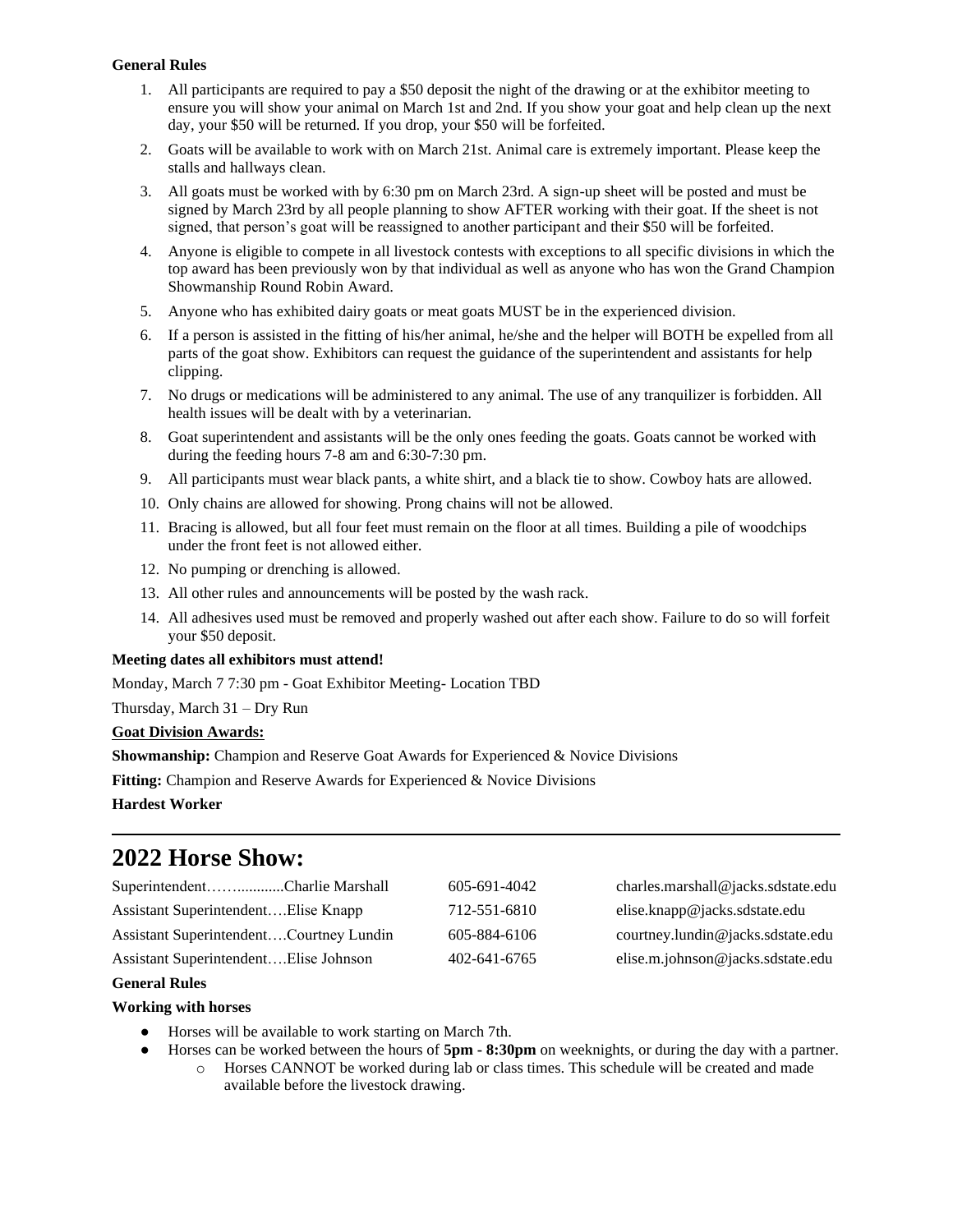**General Rules**

1. All participants are required to pay a $50 deposit the night of the drawing or at the exhibitor meeting to ensure you will show your animal on March 1st and 2nd. If you show your goat and help clean up the next day, your $50 will be returned. If you drop, your $50 will be forfeited.
2. Goats will be available to work with on March 21st. Animal care is extremely important. Please keep the stalls and hallways clean.
3. All goats must be worked with by 6:30 pm on March 23rd. A sign-up sheet will be posted and must be signed by March 23rd by all people planning to show AFTER working with their goat. If the sheet is not signed, that person's goat will be reassigned to another participant and their $50 will be forfeited.
4. Anyone is eligible to compete in all livestock contests with exceptions to all specific divisions in which the top award has been previously won by that individual as well as anyone who has won the Grand Champion Showmanship Round Robin Award.
5. Anyone who has exhibited dairy goats or meat goats MUST be in the experienced division.
6. If a person is assisted in the fitting of his/her animal, he/she and the helper will BOTH be expelled from all parts of the goat show. Exhibitors can request the guidance of the superintendent and assistants for help clipping.
7. No drugs or medications will be administered to any animal. The use of any tranquilizer is forbidden. All health issues will be dealt with by a veterinarian.
8. Goat superintendent and assistants will be the only ones feeding the goats. Goats cannot be worked with during the feeding hours 7-8 am and 6:30-7:30 pm.
9. All participants must wear black pants, a white shirt, and a black tie to show. Cowboy hats are allowed.
10. Only chains are allowed for showing. Prong chains will not be allowed.
11. Bracing is allowed, but all four feet must remain on the floor at all times. Building a pile of woodchips under the front feet is not allowed either.
12. No pumping or drenching is allowed.
13. All other rules and announcements will be posted by the wash rack.
14. All adhesives used must be removed and properly washed out after each show. Failure to do so will forfeit your $50 deposit.

**Meeting dates all exhibitors must attend!**

Monday, March 7 7:30 pm - Goat Exhibitor Meeting- Location TBD

Thursday, March 31 – Dry Run

**Goat Division Awards:**

**Showmanship:** Champion and Reserve Goat Awards for Experienced & Novice Divisions

**Fitting:** Champion and Reserve Awards for Experienced & Novice Divisions

**Hardest Worker**

---

# 2022 Horse Show:

| | | |
|---|---|---|
| Superintendent……...........Charlie Marshall | 605-691-4042 | charles.marshall@jacks.sdstate.edu |
| Assistant Superintendent….Elise Knapp | 712-551-6810 | elise.knapp@jacks.sdstate.edu |
| Assistant Superintendent….Courtney Lundin | 605-884-6106 | courtney.lundin@jacks.sdstate.edu |
| Assistant Superintendent….Elise Johnson | 402-641-6765 | elise.m.johnson@jacks.sdstate.edu |

**General Rules**

**Working with horses**

- Horses will be available to work starting on March 7th.
- Horses can be worked between the hours of **5pm - 8:30pm** on weeknights, or during the day with a partner.
  - Horses CANNOT be worked during lab or class times. This schedule will be created and made available before the livestock drawing.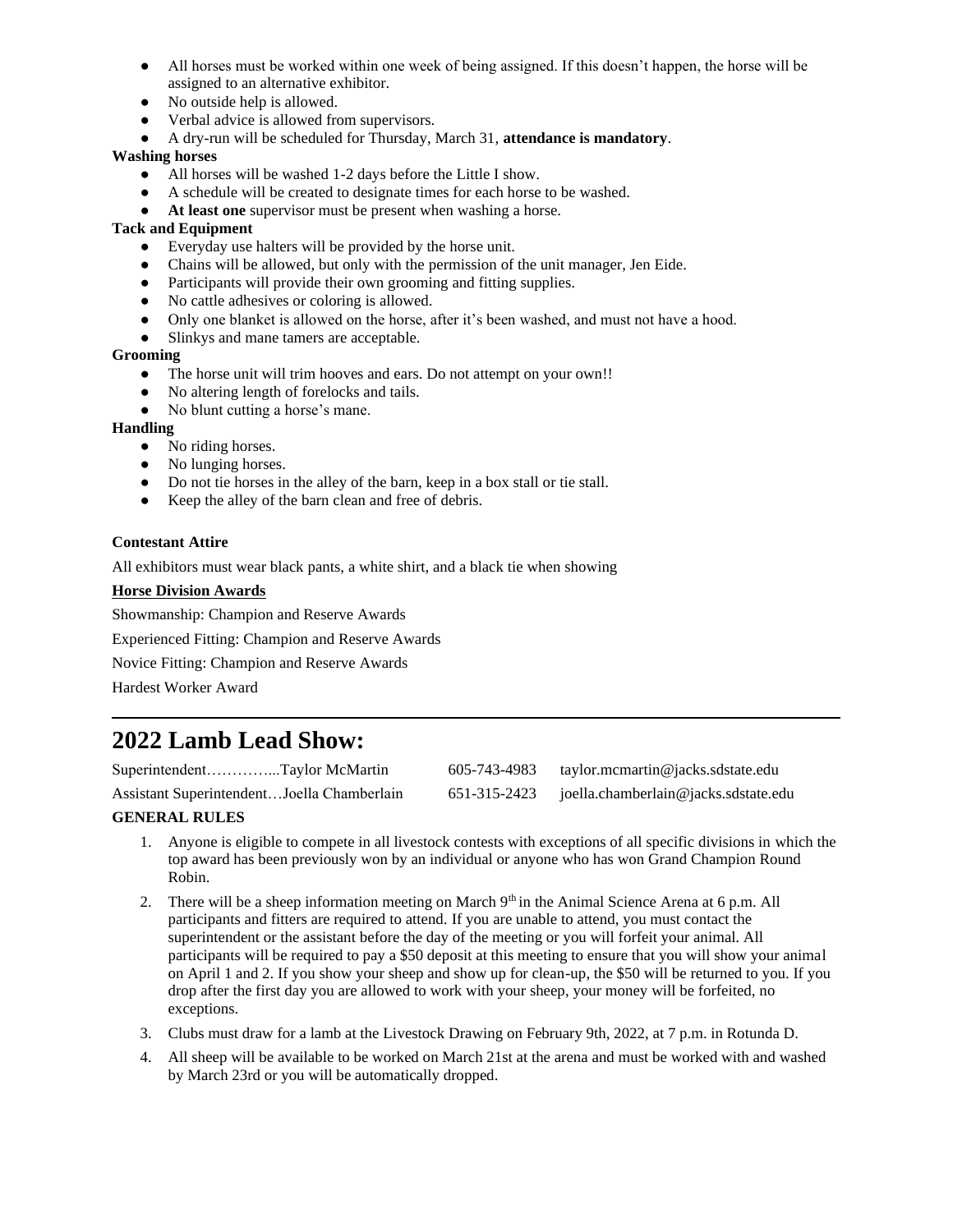- All horses must be worked within one week of being assigned. If this doesn't happen, the horse will be assigned to an alternative exhibitor.
- No outside help is allowed.
- Verbal advice is allowed from supervisors.
- A dry-run will be scheduled for Thursday, March 31, **attendance is mandatory**.

**Washing horses**

- All horses will be washed 1-2 days before the Little I show.
- A schedule will be created to designate times for each horse to be washed.
- **At least one** supervisor must be present when washing a horse.

**Tack and Equipment**

- Everyday use halters will be provided by the horse unit.
- Chains will be allowed, but only with the permission of the unit manager, Jen Eide.
- Participants will provide their own grooming and fitting supplies.
- No cattle adhesives or coloring is allowed.
- Only one blanket is allowed on the horse, after it's been washed, and must not have a hood.
- Slinkys and mane tamers are acceptable.

**Grooming**

- The horse unit will trim hooves and ears. Do not attempt on your own!!
- No altering length of forelocks and tails.
- No blunt cutting a horse's mane.

**Handling**

- No riding horses.
- No lunging horses.
- Do not tie horses in the alley of the barn, keep in a box stall or tie stall.
- Keep the alley of the barn clean and free of debris.

**Contestant Attire**

All exhibitors must wear black pants, a white shirt, and a black tie when showing

**Horse Division Awards**

Showmanship: Champion and Reserve Awards

Experienced Fitting: Champion and Reserve Awards

Novice Fitting: Champion and Reserve Awards

Hardest Worker Award

---

# 2022 Lamb Lead Show:

Superintendent…………...Taylor McMartin 605-743-4983 taylor.mcmartin@jacks.sdstate.edu

Assistant Superintendent…Joella Chamberlain 651-315-2423 joella.chamberlain@jacks.sdstate.edu

**GENERAL RULES**

1. Anyone is eligible to compete in all livestock contests with exceptions of all specific divisions in which the top award has been previously won by an individual or anyone who has won Grand Champion Round Robin.
2. There will be a sheep information meeting on March 9th in the Animal Science Arena at 6 p.m. All participants and fitters are required to attend. If you are unable to attend, you must contact the superintendent or the assistant before the day of the meeting or you will forfeit your animal. All participants will be required to pay a $50 deposit at this meeting to ensure that you will show your animal on April 1 and 2. If you show your sheep and show up for clean-up, the $50 will be returned to you. If you drop after the first day you are allowed to work with your sheep, your money will be forfeited, no exceptions.
3. Clubs must draw for a lamb at the Livestock Drawing on February 9th, 2022, at 7 p.m. in Rotunda D.
4. All sheep will be available to be worked on March 21st at the arena and must be worked with and washed by March 23rd or you will be automatically dropped.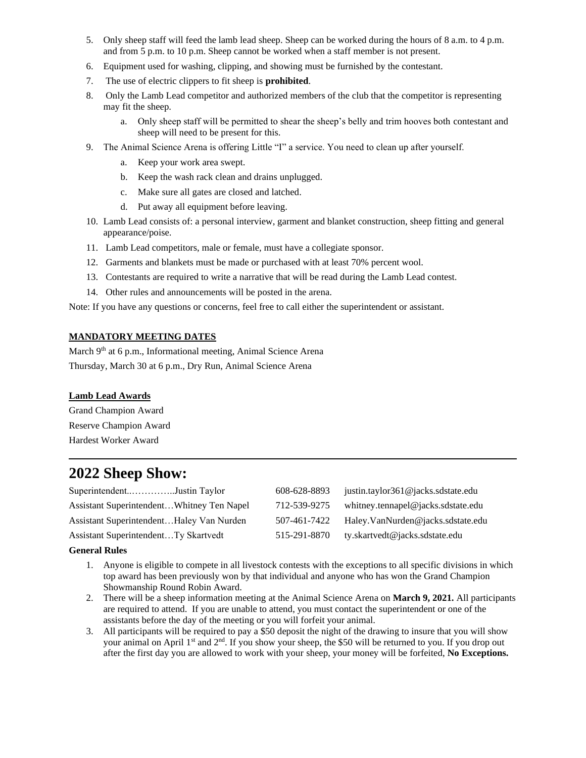5. Only sheep staff will feed the lamb lead sheep. Sheep can be worked during the hours of 8 a.m. to 4 p.m. and from 5 p.m. to 10 p.m. Sheep cannot be worked when a staff member is not present.
6. Equipment used for washing, clipping, and showing must be furnished by the contestant.
7. The use of electric clippers to fit sheep is **prohibited**.
8. Only the Lamb Lead competitor and authorized members of the club that the competitor is representing may fit the sheep.
   a. Only sheep staff will be permitted to shear the sheep's belly and trim hooves both contestant and sheep will need to be present for this.
9. The Animal Science Arena is offering Little "I" a service. You need to clean up after yourself.
   a. Keep your work area swept.
   b. Keep the wash rack clean and drains unplugged.
   c. Make sure all gates are closed and latched.
   d. Put away all equipment before leaving.
10. Lamb Lead consists of: a personal interview, garment and blanket construction, sheep fitting and general appearance/poise.
11. Lamb Lead competitors, male or female, must have a collegiate sponsor.
12. Garments and blankets must be made or purchased with at least 70% percent wool.
13. Contestants are required to write a narrative that will be read during the Lamb Lead contest.
14. Other rules and announcements will be posted in the arena.

Note: If you have any questions or concerns, feel free to call either the superintendent or assistant.

**MANDATORY MEETING DATES**

March 9th at 6 p.m., Informational meeting, Animal Science Arena

Thursday, March 30 at 6 p.m., Dry Run, Animal Science Arena

**Lamb Lead Awards**

Grand Champion Award

Reserve Champion Award

Hardest Worker Award

# 2022 Sheep Show:

| | | |
|---|---|---|
| Superintendent...............Justin Taylor | 608-628-8893 | justin.taylor361@jacks.sdstate.edu |
| Assistant Superintendent…Whitney Ten Napel | 712-539-9275 | whitney.tennapel@jacks.sdstate.edu |
| Assistant Superintendent…Haley Van Nurden | 507-461-7422 | Haley.VanNurden@jacks.sdstate.edu |
| Assistant Superintendent…Ty Skartvedt | 515-291-8870 | ty.skartvedt@jacks.sdstate.edu |

**General Rules**

1. Anyone is eligible to compete in all livestock contests with the exceptions to all specific divisions in which top award has been previously won by that individual and anyone who has won the Grand Champion Showmanship Round Robin Award.
2. There will be a sheep information meeting at the Animal Science Arena on **March 9, 2021.** All participants are required to attend. If you are unable to attend, you must contact the superintendent or one of the assistants before the day of the meeting or you will forfeit your animal.
3. All participants will be required to pay a $50 deposit the night of the drawing to insure that you will show your animal on April 1st and 2nd. If you show your sheep, the $50 will be returned to you. If you drop out after the first day you are allowed to work with your sheep, your money will be forfeited, **No Exceptions.**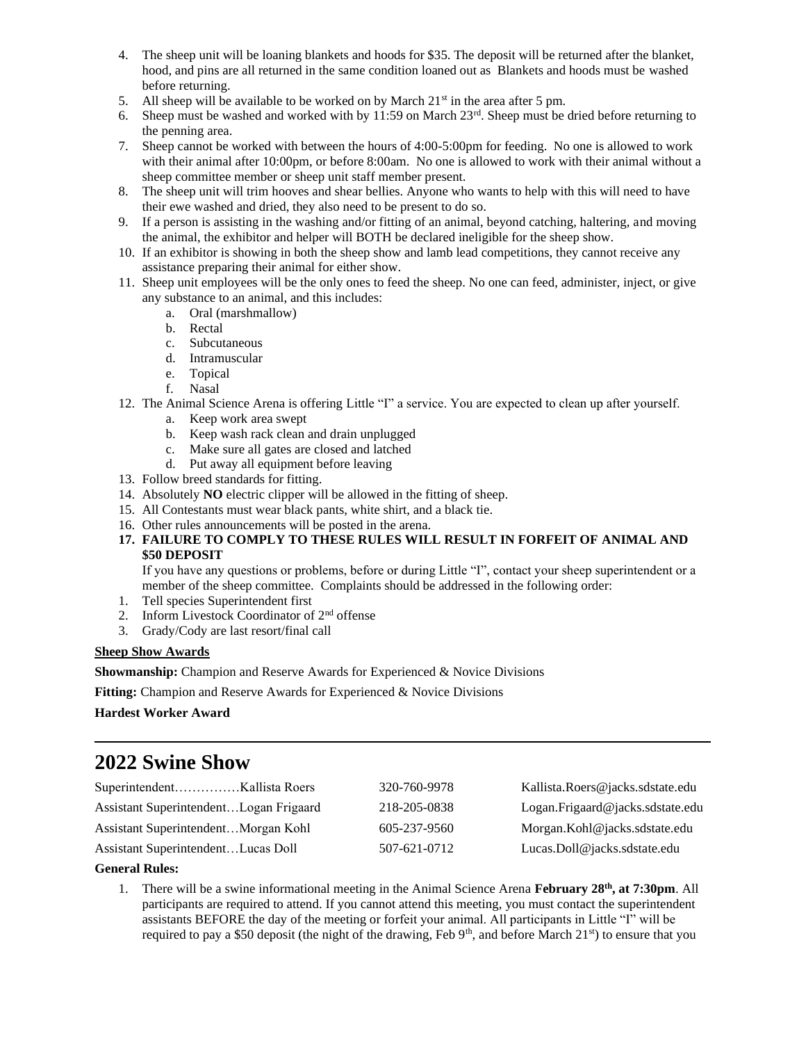4. The sheep unit will be loaning blankets and hoods for $35. The deposit will be returned after the blanket, hood, and pins are all returned in the same condition loaned out as  Blankets and hoods must be washed before returning.
5. All sheep will be available to be worked on by March 21st in the area after 5 pm.
6. Sheep must be washed and worked with by 11:59 on March 23rd. Sheep must be dried before returning to the penning area.
7. Sheep cannot be worked with between the hours of 4:00-5:00pm for feeding.  No one is allowed to work with their animal after 10:00pm, or before 8:00am.  No one is allowed to work with their animal without a sheep committee member or sheep unit staff member present.
8. The sheep unit will trim hooves and shear bellies. Anyone who wants to help with this will need to have their ewe washed and dried, they also need to be present to do so.
9. If a person is assisting in the washing and/or fitting of an animal, beyond catching, haltering, and moving the animal, the exhibitor and helper will BOTH be declared ineligible for the sheep show.
10. If an exhibitor is showing in both the sheep show and lamb lead competitions, they cannot receive any assistance preparing their animal for either show.
11. Sheep unit employees will be the only ones to feed the sheep. No one can feed, administer, inject, or give any substance to an animal, and this includes:
    a. Oral (marshmallow)
    b. Rectal
    c. Subcutaneous
    d. Intramuscular
    e. Topical
    f. Nasal
12. The Animal Science Arena is offering Little "I" a service. You are expected to clean up after yourself.
    a. Keep work area swept
    b. Keep wash rack clean and drain unplugged
    c. Make sure all gates are closed and latched
    d. Put away all equipment before leaving
13. Follow breed standards for fitting.
14. Absolutely **NO** electric clipper will be allowed in the fitting of sheep.
15. All Contestants must wear black pants, white shirt, and a black tie.
16. Other rules announcements will be posted in the arena.
17. **FAILURE TO COMPLY TO THESE RULES WILL RESULT IN FORFEIT OF ANIMAL AND $50 DEPOSIT**

    If you have any questions or problems, before or during Little "I", contact your sheep superintendent or a member of the sheep committee.  Complaints should be addressed in the following order:

1. Tell species Superintendent first
2. Inform Livestock Coordinator of 2nd offense
3. Grady/Cody are last resort/final call

**Sheep Show Awards**

**Showmanship:** Champion and Reserve Awards for Experienced & Novice Divisions

**Fitting:** Champion and Reserve Awards for Experienced & Novice Divisions

**Hardest Worker Award**

---

# 2022 Swine Show

| | | |
|---|---|---|
| Superintendent……………Kallista Roers | 320-760-9978 | Kallista.Roers@jacks.sdstate.edu |
| Assistant Superintendent…Logan Frigaard | 218-205-0838 | Logan.Frigaard@jacks.sdstate.edu |
| Assistant Superintendent…Morgan Kohl | 605-237-9560 | Morgan.Kohl@jacks.sdstate.edu |
| Assistant Superintendent…Lucas Doll | 507-621-0712 | Lucas.Doll@jacks.sdstate.edu |

**General Rules:**

1. There will be a swine informational meeting in the Animal Science Arena **February 28th, at 7:30pm**. All participants are required to attend. If you cannot attend this meeting, you must contact the superintendent assistants BEFORE the day of the meeting or forfeit your animal. All participants in Little "I" will be required to pay a $50 deposit (the night of the drawing, Feb 9th, and before March 21st) to ensure that you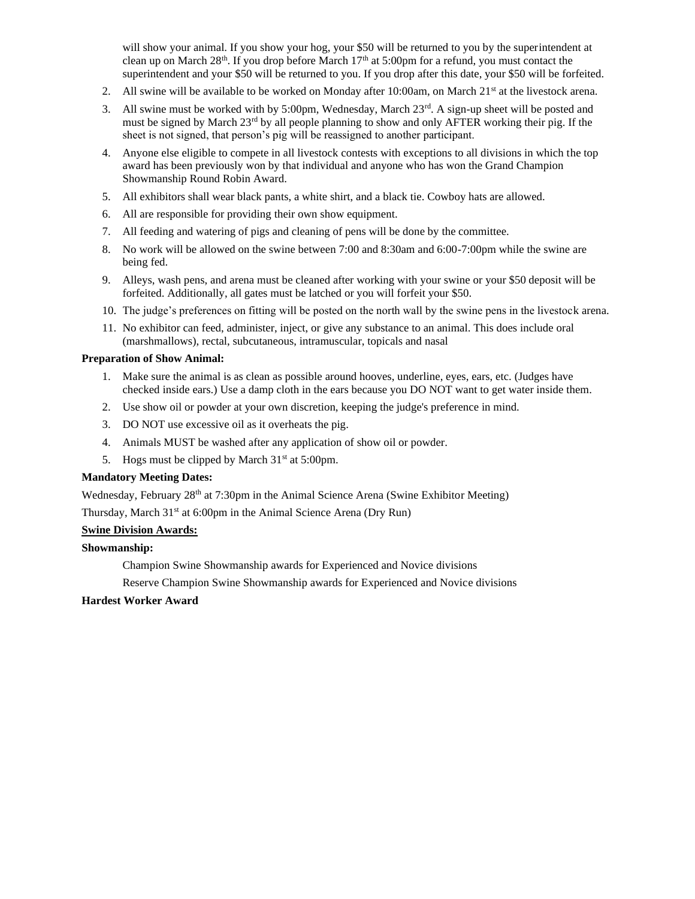will show your animal. If you show your hog, your $50 will be returned to you by the superintendent at clean up on March 28th. If you drop before March 17th at 5:00pm for a refund, you must contact the superintendent and your $50 will be returned to you. If you drop after this date, your $50 will be forfeited.

2. All swine will be available to be worked on Monday after 10:00am, on March 21st at the livestock arena.
3. All swine must be worked with by 5:00pm, Wednesday, March 23rd. A sign-up sheet will be posted and must be signed by March 23rd by all people planning to show and only AFTER working their pig. If the sheet is not signed, that person's pig will be reassigned to another participant.
4. Anyone else eligible to compete in all livestock contests with exceptions to all divisions in which the top award has been previously won by that individual and anyone who has won the Grand Champion Showmanship Round Robin Award.
5. All exhibitors shall wear black pants, a white shirt, and a black tie. Cowboy hats are allowed.
6. All are responsible for providing their own show equipment.
7. All feeding and watering of pigs and cleaning of pens will be done by the committee.
8. No work will be allowed on the swine between 7:00 and 8:30am and 6:00-7:00pm while the swine are being fed.
9. Alleys, wash pens, and arena must be cleaned after working with your swine or your $50 deposit will be forfeited. Additionally, all gates must be latched or you will forfeit your $50.
10. The judge's preferences on fitting will be posted on the north wall by the swine pens in the livestock arena.
11. No exhibitor can feed, administer, inject, or give any substance to an animal. This does include oral (marshmallows), rectal, subcutaneous, intramuscular, topicals and nasal

**Preparation of Show Animal:**

1. Make sure the animal is as clean as possible around hooves, underline, eyes, ears, etc. (Judges have checked inside ears.) Use a damp cloth in the ears because you DO NOT want to get water inside them.
2. Use show oil or powder at your own discretion, keeping the judge's preference in mind.
3. DO NOT use excessive oil as it overheats the pig.
4. Animals MUST be washed after any application of show oil or powder.
5. Hogs must be clipped by March 31st at 5:00pm.

**Mandatory Meeting Dates:**

Wednesday, February 28th at 7:30pm in the Animal Science Arena (Swine Exhibitor Meeting)

Thursday, March 31st at 6:00pm in the Animal Science Arena (Dry Run)

**<u>Swine Division Awards:</u>**

**Showmanship:**

Champion Swine Showmanship awards for Experienced and Novice divisions

Reserve Champion Swine Showmanship awards for Experienced and Novice divisions

**Hardest Worker Award**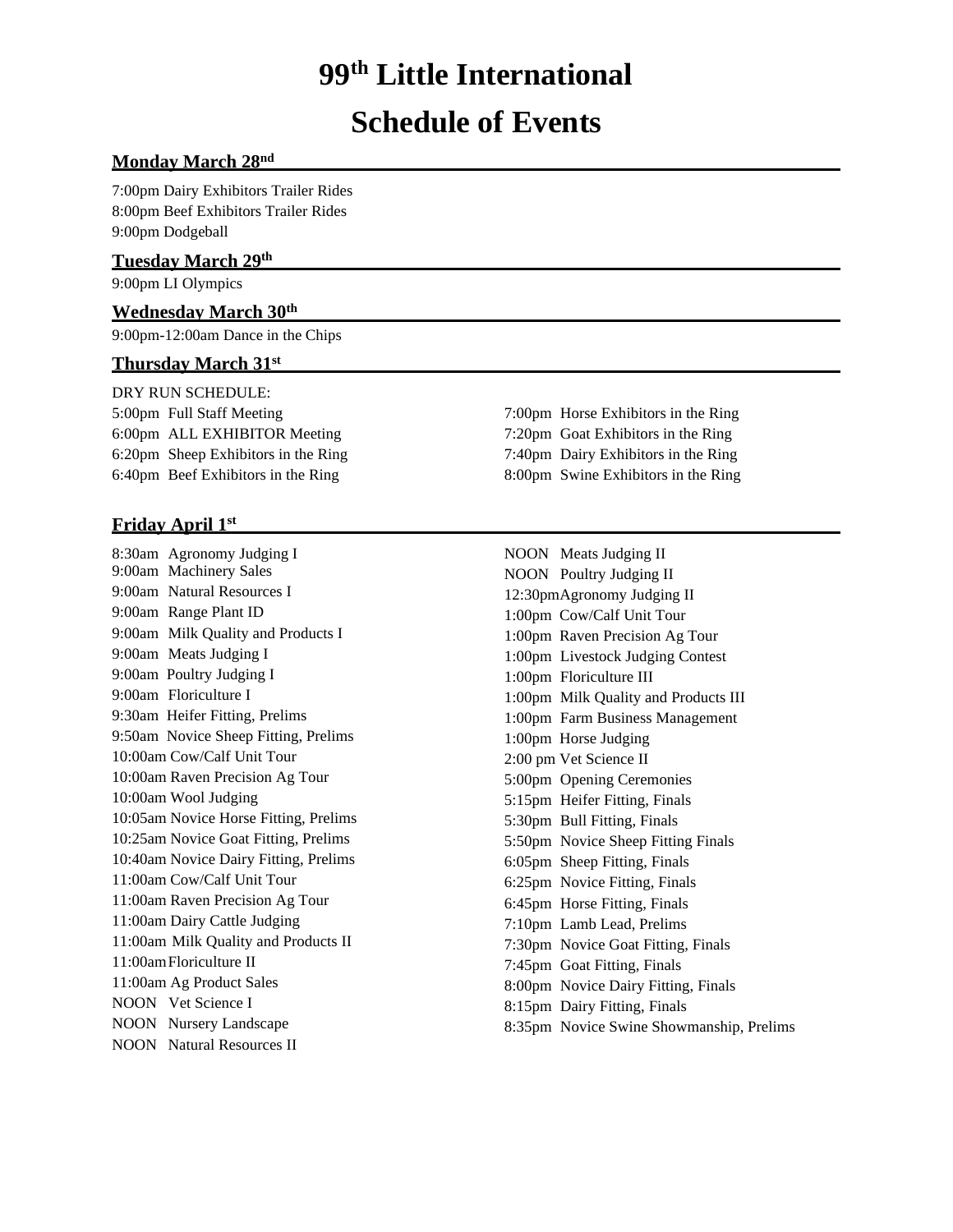# 99th Little International

# Schedule of Events

## Monday March 28nd

7:00pm Dairy Exhibitors Trailer Rides
8:00pm Beef Exhibitors Trailer Rides
9:00pm Dodgeball

## Tuesday March 29th

9:00pm LI Olympics

## Wednesday March 30th

9:00pm-12:00am Dance in the Chips

## Thursday March 31st

DRY RUN SCHEDULE:
5:00pm Full Staff Meeting
6:00pm ALL EXHIBITOR Meeting
6:20pm Sheep Exhibitors in the Ring
6:40pm Beef Exhibitors in the Ring
7:00pm Horse Exhibitors in the Ring
7:20pm Goat Exhibitors in the Ring
7:40pm Dairy Exhibitors in the Ring
8:00pm Swine Exhibitors in the Ring

## Friday April 1st

8:30am Agronomy Judging I
9:00am Machinery Sales
9:00am Natural Resources I
9:00am Range Plant ID
9:00am Milk Quality and Products I
9:00am Meats Judging I
9:00am Poultry Judging I
9:00am Floriculture I
9:30am Heifer Fitting, Prelims
9:50am Novice Sheep Fitting, Prelims
10:00am Cow/Calf Unit Tour
10:00am Raven Precision Ag Tour
10:00am Wool Judging
10:05am Novice Horse Fitting, Prelims
10:25am Novice Goat Fitting, Prelims
10:40am Novice Dairy Fitting, Prelims
11:00am Cow/Calf Unit Tour
11:00am Raven Precision Ag Tour
11:00am Dairy Cattle Judging
11:00am Milk Quality and Products II
11:00am Floriculture II
11:00am Ag Product Sales
NOON Vet Science I
NOON Nursery Landscape
NOON Natural Resources II
NOON Meats Judging II
NOON Poultry Judging II
12:30pm Agronomy Judging II
1:00pm Cow/Calf Unit Tour
1:00pm Raven Precision Ag Tour
1:00pm Livestock Judging Contest
1:00pm Floriculture III
1:00pm Milk Quality and Products III
1:00pm Farm Business Management
1:00pm Horse Judging
2:00 pm Vet Science II
5:00pm Opening Ceremonies
5:15pm Heifer Fitting, Finals
5:30pm Bull Fitting, Finals
5:50pm Novice Sheep Fitting Finals
6:05pm Sheep Fitting, Finals
6:25pm Novice Fitting, Finals
6:45pm Horse Fitting, Finals
7:10pm Lamb Lead, Prelims
7:30pm Novice Goat Fitting, Finals
7:45pm Goat Fitting, Finals
8:00pm Novice Dairy Fitting, Finals
8:15pm Dairy Fitting, Finals
8:35pm Novice Swine Showmanship, Prelims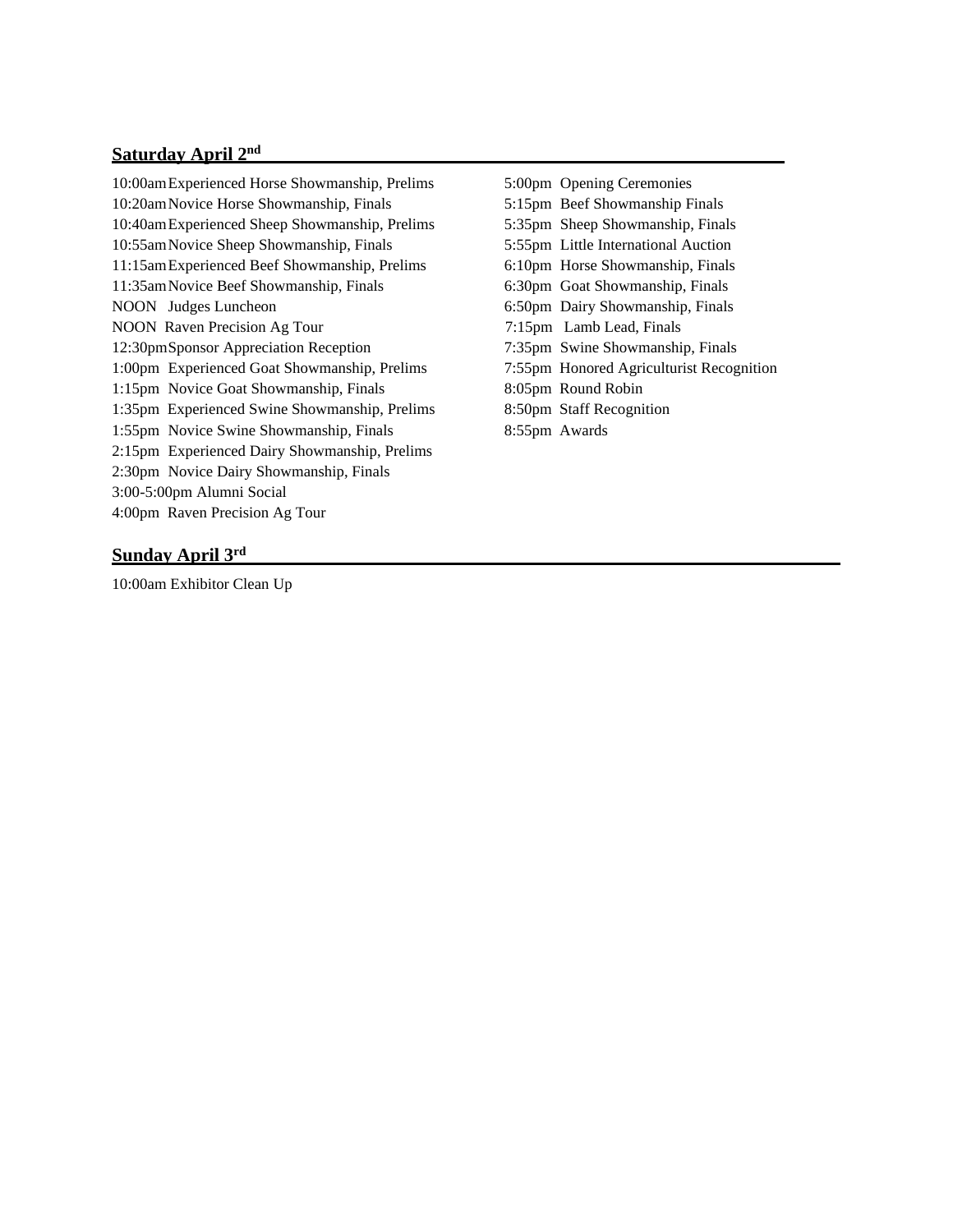## Saturday April 2nd

10:00am Experienced Horse Showmanship, Prelims
10:20am Novice Horse Showmanship, Finals
10:40am Experienced Sheep Showmanship, Prelims
10:55am Novice Sheep Showmanship, Finals
11:15am Experienced Beef Showmanship, Prelims
11:35am Novice Beef Showmanship, Finals
NOON Judges Luncheon
NOON Raven Precision Ag Tour
12:30pm Sponsor Appreciation Reception
1:00pm Experienced Goat Showmanship, Prelims
1:15pm Novice Goat Showmanship, Finals
1:35pm Experienced Swine Showmanship, Prelims
1:55pm Novice Swine Showmanship, Finals
2:15pm Experienced Dairy Showmanship, Prelims
2:30pm Novice Dairy Showmanship, Finals
3:00-5:00pm Alumni Social
4:00pm Raven Precision Ag Tour
5:00pm Opening Ceremonies
5:15pm Beef Showmanship Finals
5:35pm Sheep Showmanship, Finals
5:55pm Little International Auction
6:10pm Horse Showmanship, Finals
6:30pm Goat Showmanship, Finals
6:50pm Dairy Showmanship, Finals
7:15pm Lamb Lead, Finals
7:35pm Swine Showmanship, Finals
7:55pm Honored Agriculturist Recognition
8:05pm Round Robin
8:50pm Staff Recognition
8:55pm Awards

## Sunday April 3rd

10:00am Exhibitor Clean Up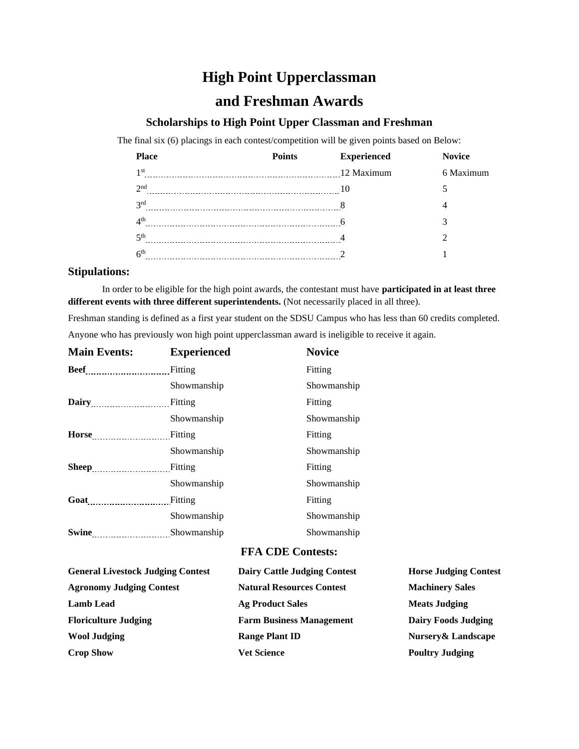# High Point Upperclassman and Freshman Awards

### Scholarships to High Point Upper Classman and Freshman

The final six (6) placings in each contest/competition will be given points based on Below:

| Place | Points | Experienced | Novice |
|---|---|---|---|
| 1st | | 12 Maximum | 6 Maximum |
| 2nd | | 10 | 5 |
| 3rd | | 8 | 4 |
| 4th | | 6 | 3 |
| 5th | | 4 | 2 |
| 6th | | 2 | 1 |

### Stipulations:

In order to be eligible for the high point awards, the contestant must have **participated in at least three different events with three different superintendents.** (Not necessarily placed in all three).

Freshman standing is defined as a first year student on the SDSU Campus who has less than 60 credits completed.

Anyone who has previously won high point upperclassman award is ineligible to receive it again.

| Main Events: | Experienced | Novice |
|---|---|---|
| **Beef** | Fitting | Fitting |
| | Showmanship | Showmanship |
| **Dairy** | Fitting | Fitting |
| | Showmanship | Showmanship |
| **Horse** | Fitting | Fitting |
| | Showmanship | Showmanship |
| **Sheep** | Fitting | Fitting |
| | Showmanship | Showmanship |
| **Goat** | Fitting | Fitting |
| | Showmanship | Showmanship |
| **Swine** | Showmanship | Showmanship |

### FFA CDE Contests:

**General Livestock Judging Contest**
**Agronomy Judging Contest**
**Lamb Lead**
**Floriculture Judging**
**Wool Judging**
**Crop Show**
**Dairy Cattle Judging Contest**
**Natural Resources Contest**
**Ag Product Sales**
**Farm Business Management**
**Range Plant ID**
**Vet Science**
**Horse Judging Contest**
**Machinery Sales**
**Meats Judging**
**Dairy Foods Judging**
**Nursery& Landscape**
**Poultry Judging**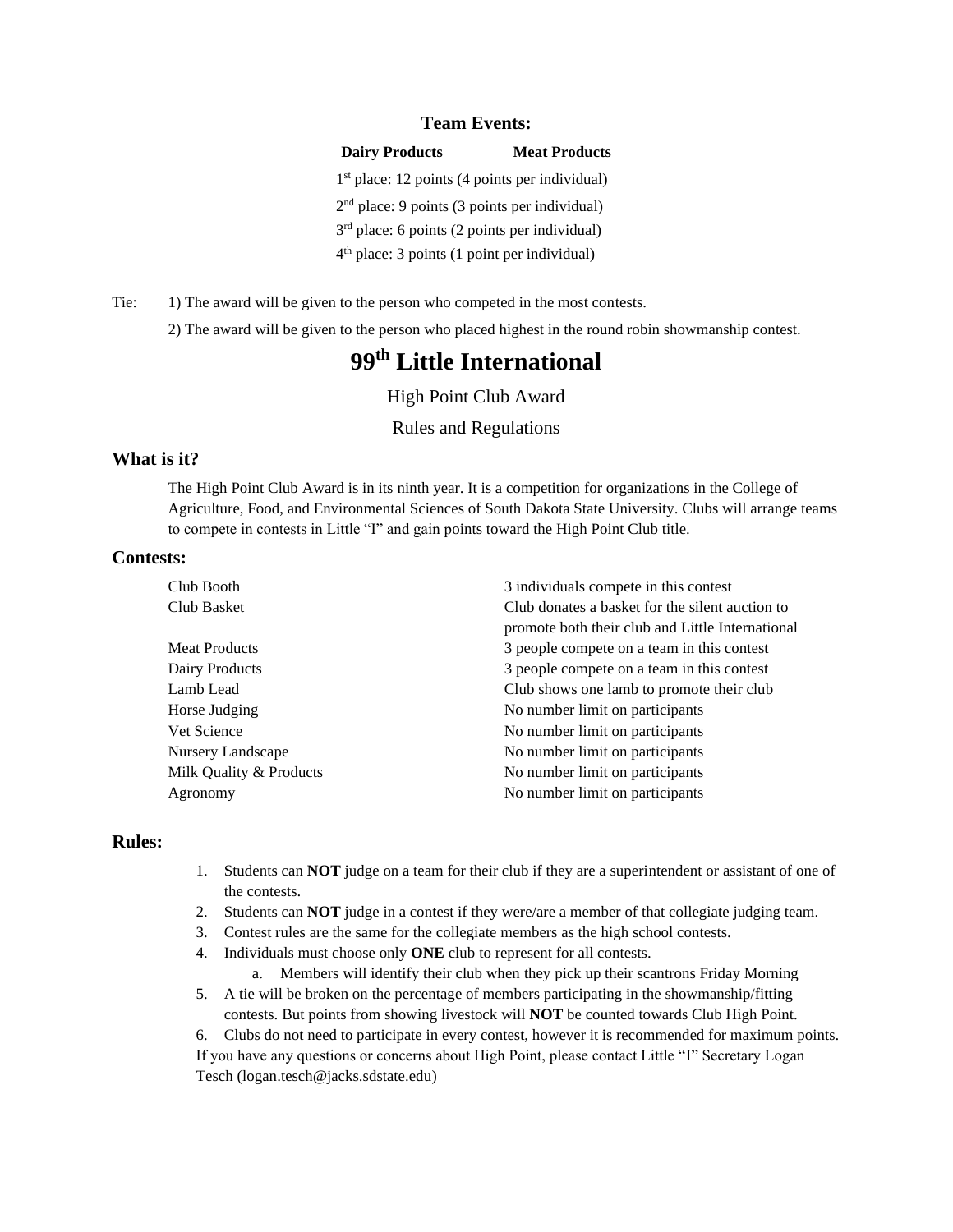**Team Events:**

**Dairy Products** **Meat Products**

1st place: 12 points (4 points per individual)

2nd place: 9 points (3 points per individual)

3rd place: 6 points (2 points per individual)

4th place: 3 points (1 point per individual)

Tie: 1) The award will be given to the person who competed in the most contests.

2) The award will be given to the person who placed highest in the round robin showmanship contest.

# 99th Little International

High Point Club Award

Rules and Regulations

### What is it?

The High Point Club Award is in its ninth year. It is a competition for organizations in the College of Agriculture, Food, and Environmental Sciences of South Dakota State University. Clubs will arrange teams to compete in contests in Little "I" and gain points toward the High Point Club title.

### Contests:

| | |
|---|---|
| Club Booth | 3 individuals compete in this contest |
| Club Basket | Club donates a basket for the silent auction to promote both their club and Little International |
| Meat Products | 3 people compete on a team in this contest |
| Dairy Products | 3 people compete on a team in this contest |
| Lamb Lead | Club shows one lamb to promote their club |
| Horse Judging | No number limit on participants |
| Vet Science | No number limit on participants |
| Nursery Landscape | No number limit on participants |
| Milk Quality & Products | No number limit on participants |
| Agronomy | No number limit on participants |

### Rules:

1. Students can **NOT** judge on a team for their club if they are a superintendent or assistant of one of the contests.
2. Students can **NOT** judge in a contest if they were/are a member of that collegiate judging team.
3. Contest rules are the same for the collegiate members as the high school contests.
4. Individuals must choose only **ONE** club to represent for all contests.
   a. Members will identify their club when they pick up their scantrons Friday Morning
5. A tie will be broken on the percentage of members participating in the showmanship/fitting contests. But points from showing livestock will **NOT** be counted towards Club High Point.
6. Clubs do not need to participate in every contest, however it is recommended for maximum points.

If you have any questions or concerns about High Point, please contact Little "I" Secretary Logan Tesch (logan.tesch@jacks.sdstate.edu)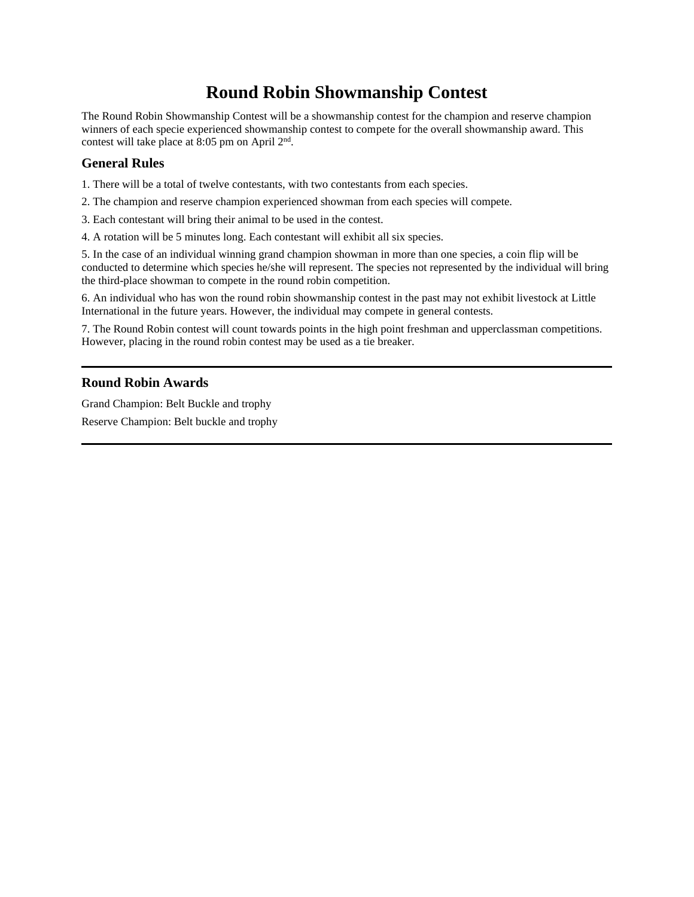# Round Robin Showmanship Contest

The Round Robin Showmanship Contest will be a showmanship contest for the champion and reserve champion winners of each specie experienced showmanship contest to compete for the overall showmanship award. This contest will take place at 8:05 pm on April 2nd.

## General Rules

1. There will be a total of twelve contestants, with two contestants from each species.

2. The champion and reserve champion experienced showman from each species will compete.

3. Each contestant will bring their animal to be used in the contest.

4. A rotation will be 5 minutes long. Each contestant will exhibit all six species.

5. In the case of an individual winning grand champion showman in more than one species, a coin flip will be conducted to determine which species he/she will represent. The species not represented by the individual will bring the third-place showman to compete in the round robin competition.

6. An individual who has won the round robin showmanship contest in the past may not exhibit livestock at Little International in the future years. However, the individual may compete in general contests.

7. The Round Robin contest will count towards points in the high point freshman and upperclassman competitions. However, placing in the round robin contest may be used as a tie breaker.

---

## Round Robin Awards

Grand Champion: Belt Buckle and trophy

Reserve Champion: Belt buckle and trophy

---